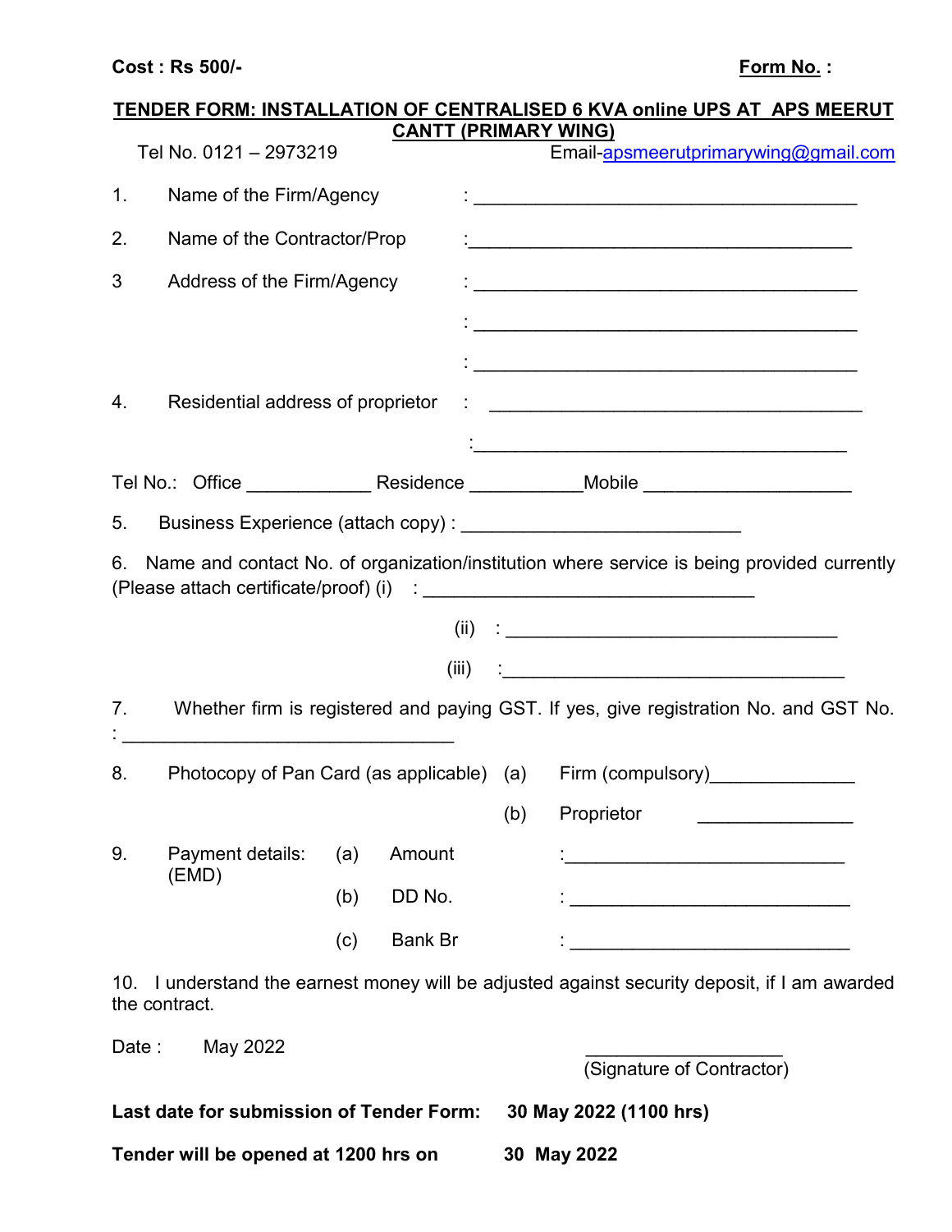**Cost : Rs 500/-** **Form No. :**

## TENDER FORM: INSTALLATION OF CENTRALISED 6 KVA online UPS AT APS MEERUT CANTT (PRIMARY WING)

Tel No. 0121 – 2973219 Email-apsmeerutprimarywing@gmail.com

1. Name of the Firm/Agency : ______________________________________

2. Name of the Contractor/Prop :______________________________________

3 Address of the Firm/Agency : ______________________________________

: ______________________________________

: ______________________________________

4. Residential address of proprietor : ______________________________________

:______________________________________

Tel No.: Office ____________ Residence ___________Mobile ___________________

5. Business Experience (attach copy) : ___________________________

6. Name and contact No. of organization/institution where service is being provided currently (Please attach certificate/proof) (i) : ________________________________

(ii) : ________________________________

(iii) :_________________________________

7. Whether firm is registered and paying GST. If yes, give registration No. and GST No. : ________________________________

8. Photocopy of Pan Card (as applicable) (a) Firm (compulsory)______________

(b) Proprietor _______________

9. Payment details: (EMD) (a) Amount :___________________________

(b) DD No. : ___________________________

(c) Bank Br : ___________________________

10. I understand the earnest money will be adjusted against security deposit, if I am awarded the contract.

Date : May 2022

___________________
(Signature of Contractor)

**Last date for submission of Tender Form: 30 May 2022 (1100 hrs)**

**Tender will be opened at 1200 hrs on 30 May 2022**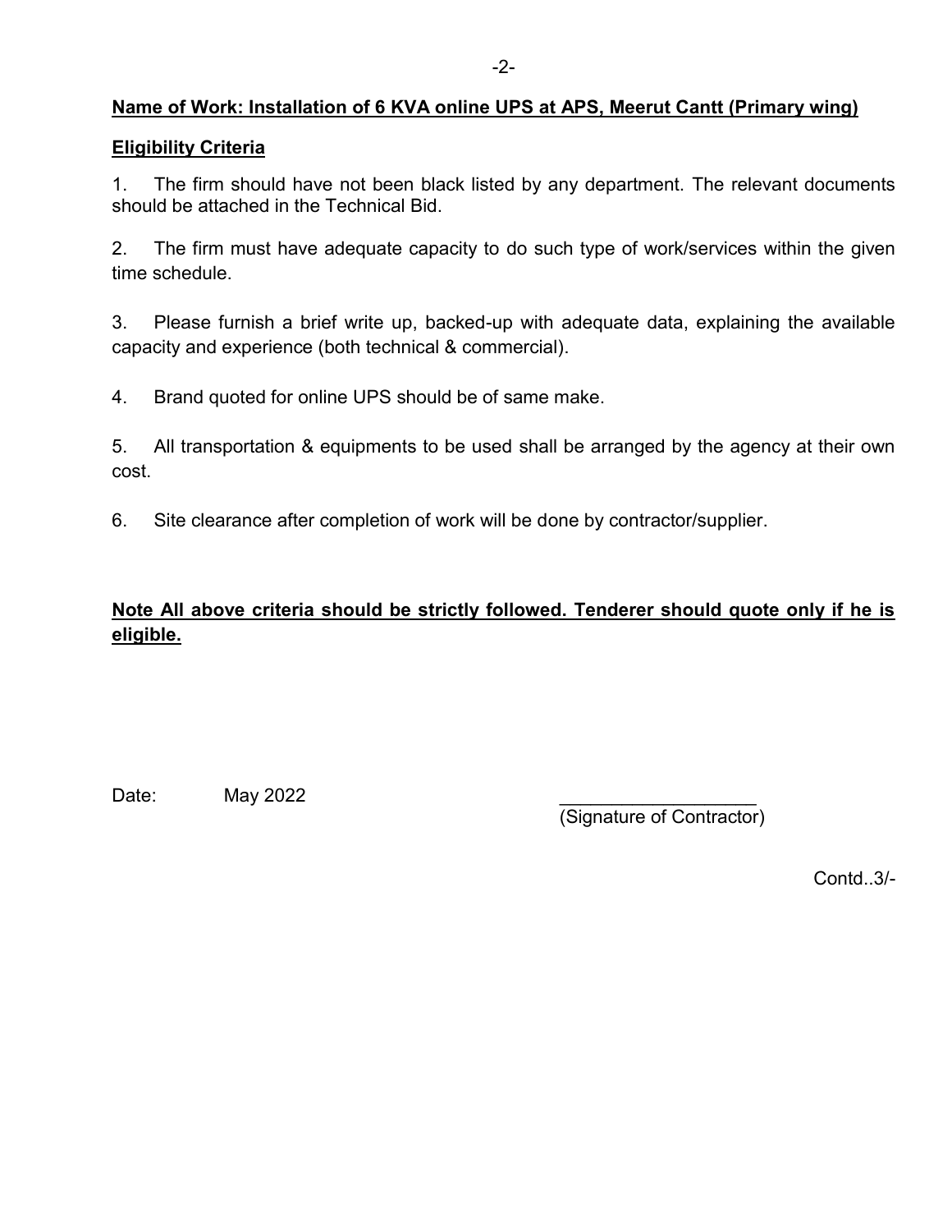**Name of Work: Installation of 6 KVA online UPS at APS, Meerut Cantt (Primary wing)**

**Eligibility Criteria**

1. The firm should have not been black listed by any department. The relevant documents should be attached in the Technical Bid.

2. The firm must have adequate capacity to do such type of work/services within the given time schedule.

3. Please furnish a brief write up, backed-up with adequate data, explaining the available capacity and experience (both technical & commercial).

4. Brand quoted for online UPS should be of same make.

5. All transportation & equipments to be used shall be arranged by the agency at their own cost.

6. Site clearance after completion of work will be done by contractor/supplier.

**Note All above criteria should be strictly followed. Tenderer should quote only if he is eligible.**

Date: May 2022

___________________
(Signature of Contractor)

Contd..3/-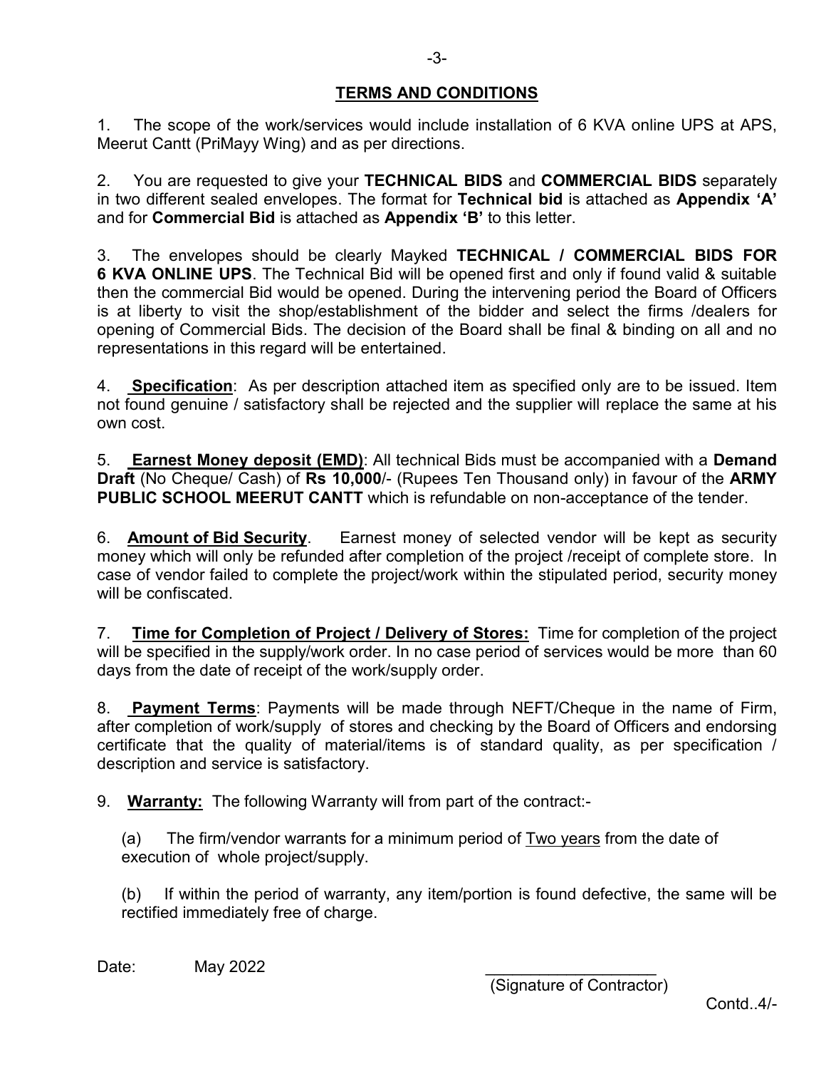## TERMS AND CONDITIONS

1. The scope of the work/services would include installation of 6 KVA online UPS at APS, Meerut Cantt (PriMayy Wing) and as per directions.

2. You are requested to give your **TECHNICAL BIDS** and **COMMERCIAL BIDS** separately in two different sealed envelopes. The format for **Technical bid** is attached as **Appendix 'A'** and for **Commercial Bid** is attached as **Appendix 'B'** to this letter.

3. The envelopes should be clearly Mayked **TECHNICAL / COMMERCIAL BIDS FOR 6 KVA ONLINE UPS**. The Technical Bid will be opened first and only if found valid & suitable then the commercial Bid would be opened. During the intervening period the Board of Officers is at liberty to visit the shop/establishment of the bidder and select the firms /dealers for opening of Commercial Bids. The decision of the Board shall be final & binding on all and no representations in this regard will be entertained.

4. **Specification**: As per description attached item as specified only are to be issued. Item not found genuine / satisfactory shall be rejected and the supplier will replace the same at his own cost.

5. **Earnest Money deposit (EMD)**: All technical Bids must be accompanied with a **Demand Draft** (No Cheque/ Cash) of **Rs 10,000**/- (Rupees Ten Thousand only) in favour of the **ARMY PUBLIC SCHOOL MEERUT CANTT** which is refundable on non-acceptance of the tender.

6. **Amount of Bid Security**. Earnest money of selected vendor will be kept as security money which will only be refunded after completion of the project /receipt of complete store. In case of vendor failed to complete the project/work within the stipulated period, security money will be confiscated.

7. **Time for Completion of Project / Delivery of Stores:** Time for completion of the project will be specified in the supply/work order. In no case period of services would be more than 60 days from the date of receipt of the work/supply order.

8. **Payment Terms**: Payments will be made through NEFT/Cheque in the name of Firm, after completion of work/supply of stores and checking by the Board of Officers and endorsing certificate that the quality of material/items is of standard quality, as per specification / description and service is satisfactory.

9. **Warranty:** The following Warranty will from part of the contract:-

(a) The firm/vendor warrants for a minimum period of Two years from the date of execution of whole project/supply.

(b) If within the period of warranty, any item/portion is found defective, the same will be rectified immediately free of charge.

Date: May 2022

___________________
(Signature of Contractor)

Contd..4/-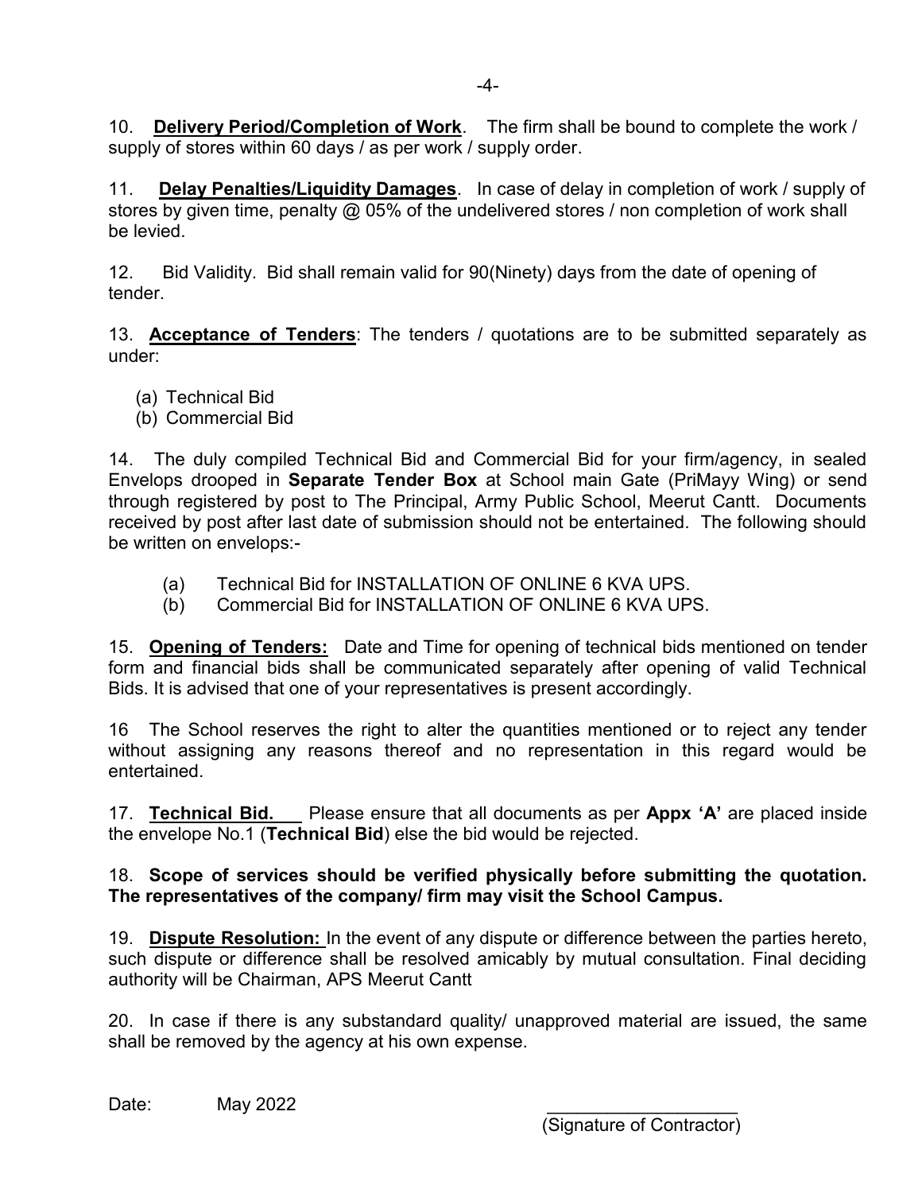10. **Delivery Period/Completion of Work**. The firm shall be bound to complete the work / supply of stores within 60 days / as per work / supply order.

11. **Delay Penalties/Liquidity Damages**. In case of delay in completion of work / supply of stores by given time, penalty @ 05% of the undelivered stores / non completion of work shall be levied.

12. Bid Validity. Bid shall remain valid for 90(Ninety) days from the date of opening of tender.

13. **Acceptance of Tenders**: The tenders / quotations are to be submitted separately as under:

(a) Technical Bid
(b) Commercial Bid

14. The duly compiled Technical Bid and Commercial Bid for your firm/agency, in sealed Envelops drooped in **Separate Tender Box** at School main Gate (PriMayy Wing) or send through registered by post to The Principal, Army Public School, Meerut Cantt. Documents received by post after last date of submission should not be entertained. The following should be written on envelops:-

(a) Technical Bid for INSTALLATION OF ONLINE 6 KVA UPS.
(b) Commercial Bid for INSTALLATION OF ONLINE 6 KVA UPS.

15. **Opening of Tenders:** Date and Time for opening of technical bids mentioned on tender form and financial bids shall be communicated separately after opening of valid Technical Bids. It is advised that one of your representatives is present accordingly.

16 The School reserves the right to alter the quantities mentioned or to reject any tender without assigning any reasons thereof and no representation in this regard would be entertained.

17. **Technical Bid.** Please ensure that all documents as per **Appx 'A'** are placed inside the envelope No.1 (**Technical Bid**) else the bid would be rejected.

18. **Scope of services should be verified physically before submitting the quotation. The representatives of the company/ firm may visit the School Campus.**

19. **Dispute Resolution:** In the event of any dispute or difference between the parties hereto, such dispute or difference shall be resolved amicably by mutual consultation. Final deciding authority will be Chairman, APS Meerut Cantt

20. In case if there is any substandard quality/ unapproved material are issued, the same shall be removed by the agency at his own expense.

Date: May 2022

(Signature of Contractor)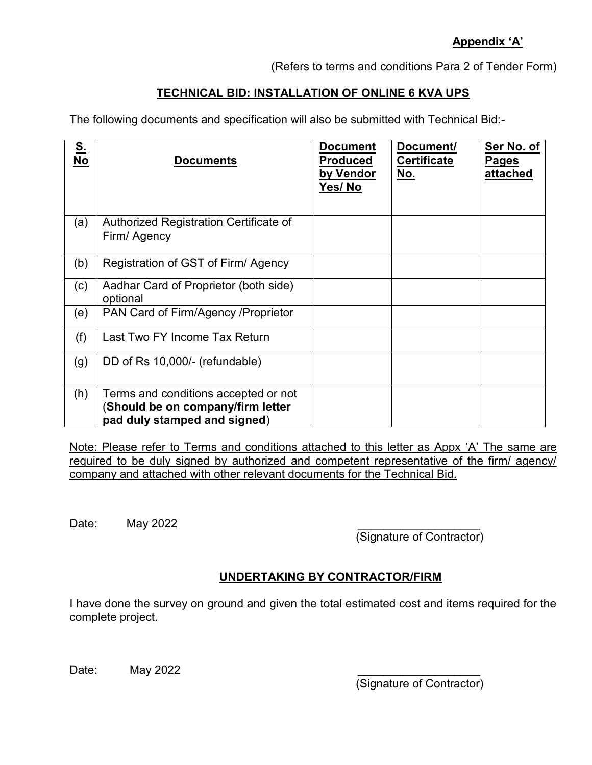**Appendix 'A'**

(Refers to terms and conditions Para 2 of Tender Form)

## TECHNICAL BID: INSTALLATION OF ONLINE 6 KVA UPS

The following documents and specification will also be submitted with Technical Bid:-

| S. No | Documents | Document Produced by Vendor Yes/ No | Document/ Certificate No. | Ser No. of Pages attached |
|---|---|---|---|---|
| (a) | Authorized Registration Certificate of Firm/ Agency | | | |
| (b) | Registration of GST of Firm/ Agency | | | |
| (c) | Aadhar Card of Proprietor (both side) optional | | | |
| (e) | PAN Card of Firm/Agency /Proprietor | | | |
| (f) | Last Two FY Income Tax Return | | | |
| (g) | DD of Rs 10,000/- (refundable) | | | |
| (h) | Terms and conditions accepted or not (**Should be on company/firm letter pad duly stamped and signed**) | | | |

Note: Please refer to Terms and conditions attached to this letter as Appx 'A' The same are required to be duly signed by authorized and competent representative of the firm/ agency/ company and attached with other relevant documents for the Technical Bid.

Date: May 2022

\_\_\_\_\_\_\_\_\_\_\_\_\_\_\_\_\_\_\_\_
(Signature of Contractor)

## UNDERTAKING BY CONTRACTOR/FIRM

I have done the survey on ground and given the total estimated cost and items required for the complete project.

Date: May 2022

\_\_\_\_\_\_\_\_\_\_\_\_\_\_\_\_\_\_\_\_
(Signature of Contractor)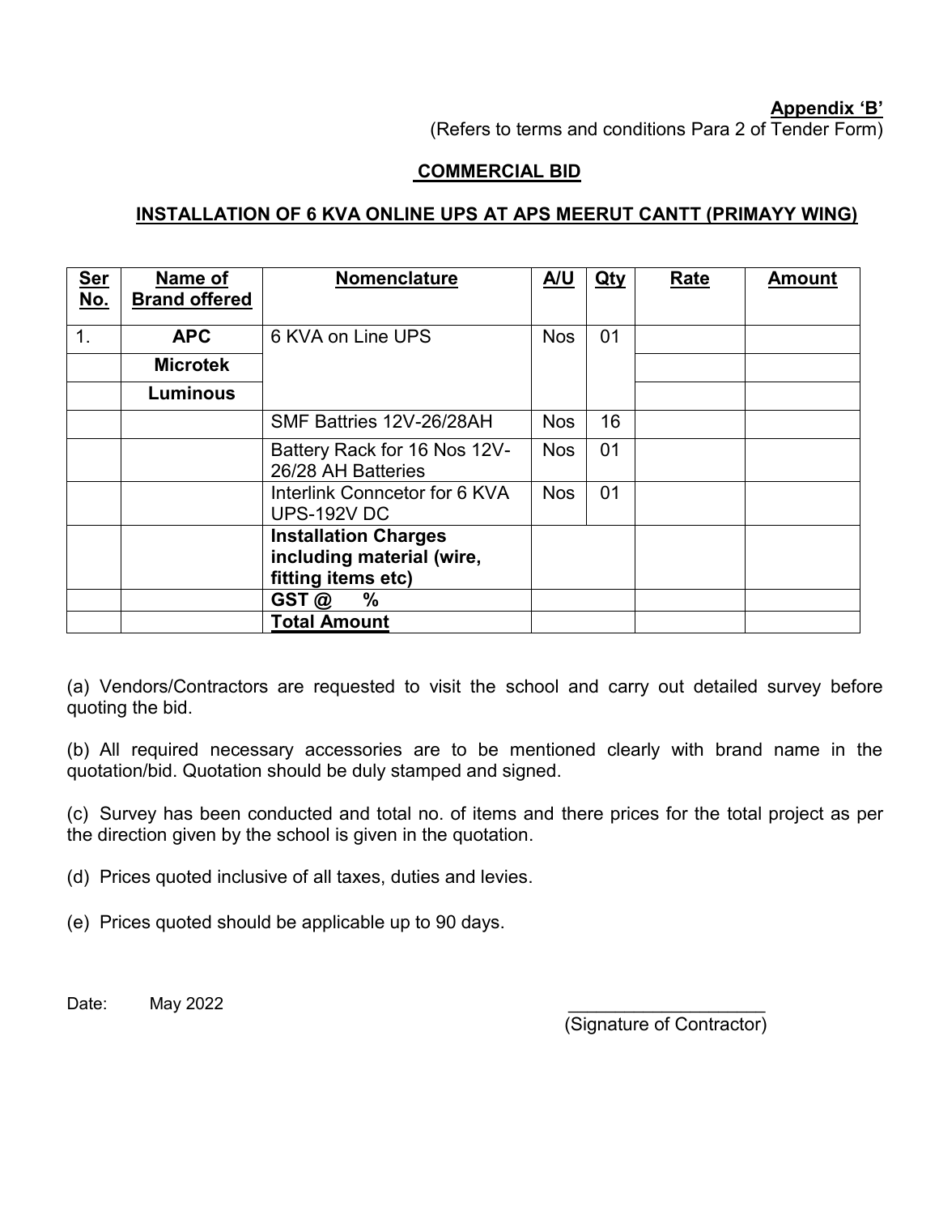**Appendix 'B'**

(Refers to terms and conditions Para 2 of Tender Form)

## COMMERCIAL BID

### INSTALLATION OF 6 KVA ONLINE UPS AT APS MEERUT CANTT (PRIMAYY WING)

| Ser No. | Name of Brand offered | Nomenclature | A/U | Qty | Rate | Amount |
|---|---|---|---|---|---|---|
| 1. | **APC** | 6 KVA on Line UPS | Nos | 01 | | |
| | **Microtek** | | | | | |
| | **Luminous** | | | | | |
| | | SMF Battries 12V-26/28AH | Nos | 16 | | |
| | | Battery Rack for 16 Nos 12V-26/28 AH Batteries | Nos | 01 | | |
| | | Interlink Conncetor for 6 KVA UPS-192V DC | Nos | 01 | | |
| | | **Installation Charges including material (wire, fitting items etc)** | | | | |
| | | **GST @ %** | | | | |
| | | **Total Amount** | | | | |

(a) Vendors/Contractors are requested to visit the school and carry out detailed survey before quoting the bid.

(b) All required necessary accessories are to be mentioned clearly with brand name in the quotation/bid. Quotation should be duly stamped and signed.

(c) Survey has been conducted and total no. of items and there prices for the total project as per the direction given by the school is given in the quotation.

(d) Prices quoted inclusive of all taxes, duties and levies.

(e) Prices quoted should be applicable up to 90 days.

Date: May 2022

\_\_\_\_\_\_\_\_\_\_\_\_\_\_\_\_\_\_\_\_\_

(Signature of Contractor)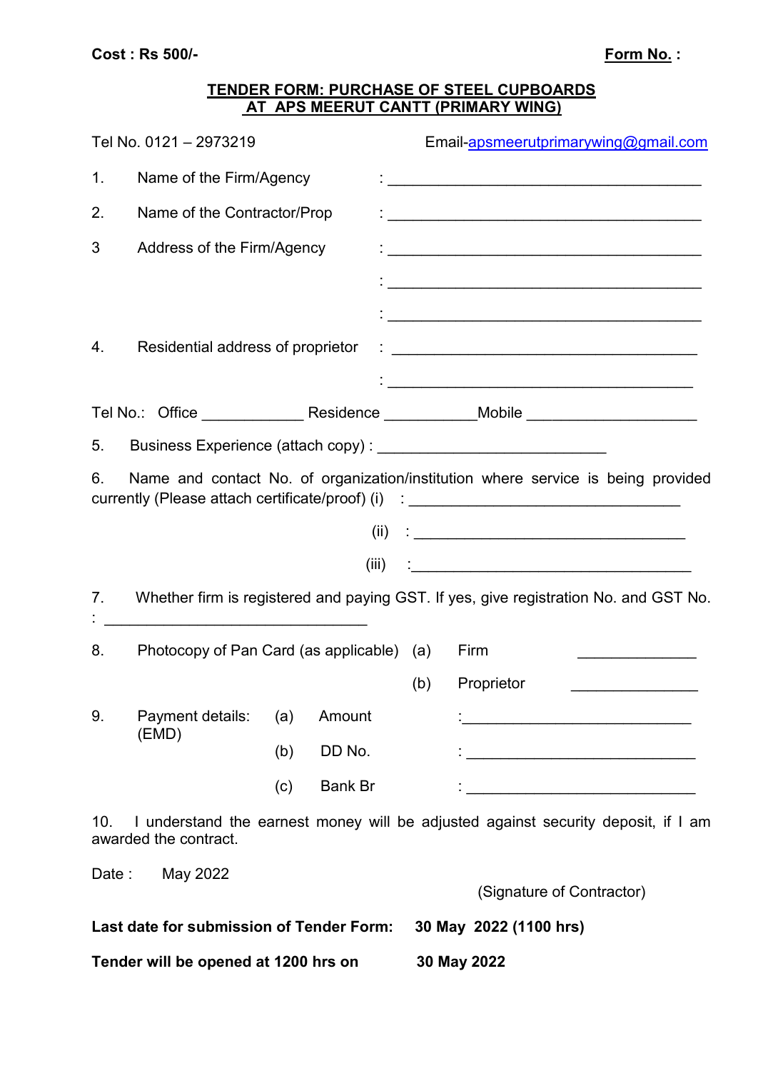**Cost : Rs 500/-** **Form No. :**

**TENDER FORM: PURCHASE OF STEEL CUPBOARDS AT APS MEERUT CANTT (PRIMARY WING)**

Tel No. 0121 – 2973219 Email-apsmeerutprimarywing@gmail.com

1. Name of the Firm/Agency : ______________________________________

2. Name of the Contractor/Prop : ______________________________________

3 Address of the Firm/Agency : ______________________________________

: ______________________________________

: ______________________________________

4. Residential address of proprietor : ______________________________________

: ______________________________________

Tel No.: Office ____________ Residence ___________Mobile ____________________

5. Business Experience (attach copy) : ___________________________

6. Name and contact No. of organization/institution where service is being provided currently (Please attach certificate/proof) (i) : ________________________________

(ii) : ________________________________

(iii) :________________________________

7. Whether firm is registered and paying GST. If yes, give registration No. and GST No. : ______________________________

8. Photocopy of Pan Card (as applicable) (a) Firm ______________

(b) Proprietor ______________

9. Payment details: (EMD) (a) Amount :___________________________

(b) DD No. : ___________________________

(c) Bank Br : ___________________________

10. I understand the earnest money will be adjusted against security deposit, if I am awarded the contract.

Date : May 2022

(Signature of Contractor)

**Last date for submission of Tender Form: 30 May 2022 (1100 hrs)**

**Tender will be opened at 1200 hrs on 30 May 2022**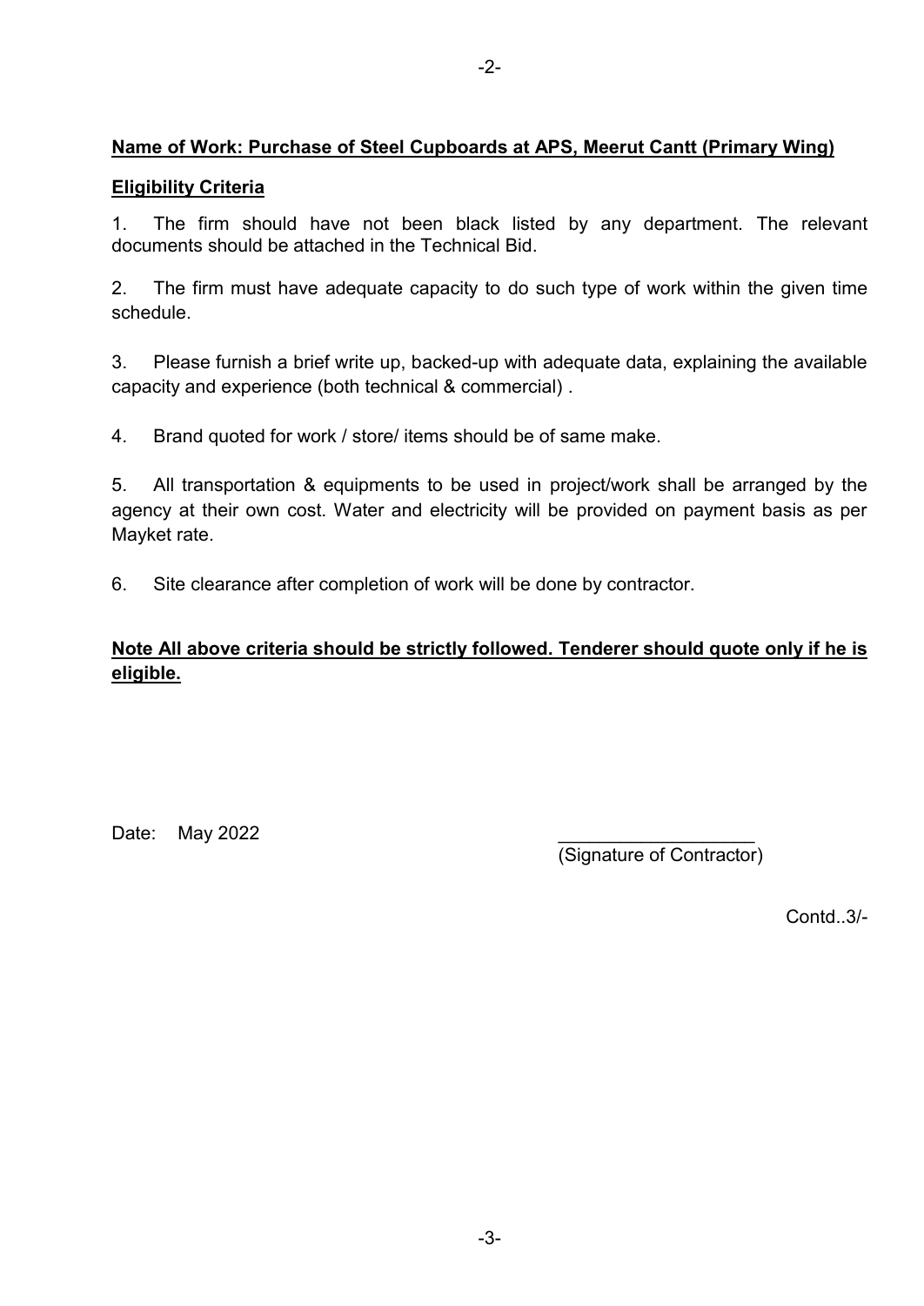**Name of Work: Purchase of Steel Cupboards at APS, Meerut Cantt (Primary Wing)**

**Eligibility Criteria**

1. The firm should have not been black listed by any department. The relevant documents should be attached in the Technical Bid.

2. The firm must have adequate capacity to do such type of work within the given time schedule.

3. Please furnish a brief write up, backed-up with adequate data, explaining the available capacity and experience (both technical & commercial) .

4. Brand quoted for work / store/ items should be of same make.

5. All transportation & equipments to be used in project/work shall be arranged by the agency at their own cost. Water and electricity will be provided on payment basis as per Mayket rate.

6. Site clearance after completion of work will be done by contractor.

**Note All above criteria should be strictly followed. Tenderer should quote only if he is eligible.**

Date: May 2022

___________________
(Signature of Contractor)

Contd..3/-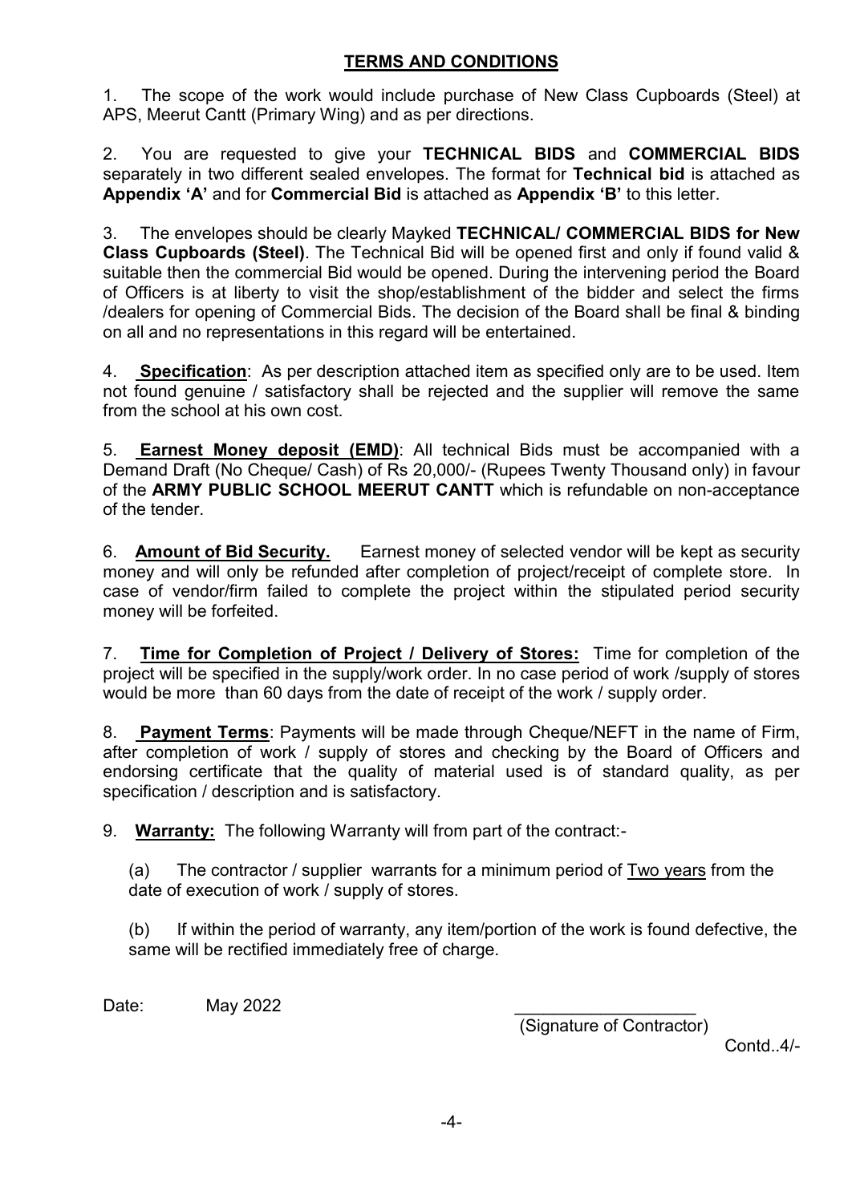## TERMS AND CONDITIONS

1. The scope of the work would include purchase of New Class Cupboards (Steel) at APS, Meerut Cantt (Primary Wing) and as per directions.

2. You are requested to give your **TECHNICAL BIDS** and **COMMERCIAL BIDS** separately in two different sealed envelopes. The format for **Technical bid** is attached as **Appendix 'A'** and for **Commercial Bid** is attached as **Appendix 'B'** to this letter.

3. The envelopes should be clearly Mayked **TECHNICAL/ COMMERCIAL BIDS for New Class Cupboards (Steel)**. The Technical Bid will be opened first and only if found valid & suitable then the commercial Bid would be opened. During the intervening period the Board of Officers is at liberty to visit the shop/establishment of the bidder and select the firms /dealers for opening of Commercial Bids. The decision of the Board shall be final & binding on all and no representations in this regard will be entertained.

4. **Specification**: As per description attached item as specified only are to be used. Item not found genuine / satisfactory shall be rejected and the supplier will remove the same from the school at his own cost.

5. **Earnest Money deposit (EMD)**: All technical Bids must be accompanied with a Demand Draft (No Cheque/ Cash) of Rs 20,000/- (Rupees Twenty Thousand only) in favour of the **ARMY PUBLIC SCHOOL MEERUT CANTT** which is refundable on non-acceptance of the tender.

6. **Amount of Bid Security.** Earnest money of selected vendor will be kept as security money and will only be refunded after completion of project/receipt of complete store. In case of vendor/firm failed to complete the project within the stipulated period security money will be forfeited.

7. **Time for Completion of Project / Delivery of Stores:** Time for completion of the project will be specified in the supply/work order. In no case period of work /supply of stores would be more than 60 days from the date of receipt of the work / supply order.

8. **Payment Terms**: Payments will be made through Cheque/NEFT in the name of Firm, after completion of work / supply of stores and checking by the Board of Officers and endorsing certificate that the quality of material used is of standard quality, as per specification / description and is satisfactory.

9. **Warranty:** The following Warranty will from part of the contract:-

(a) The contractor / supplier warrants for a minimum period of Two years from the date of execution of work / supply of stores.

(b) If within the period of warranty, any item/portion of the work is found defective, the same will be rectified immediately free of charge.

Date: May 2022

___________________
(Signature of Contractor)

Contd..4/-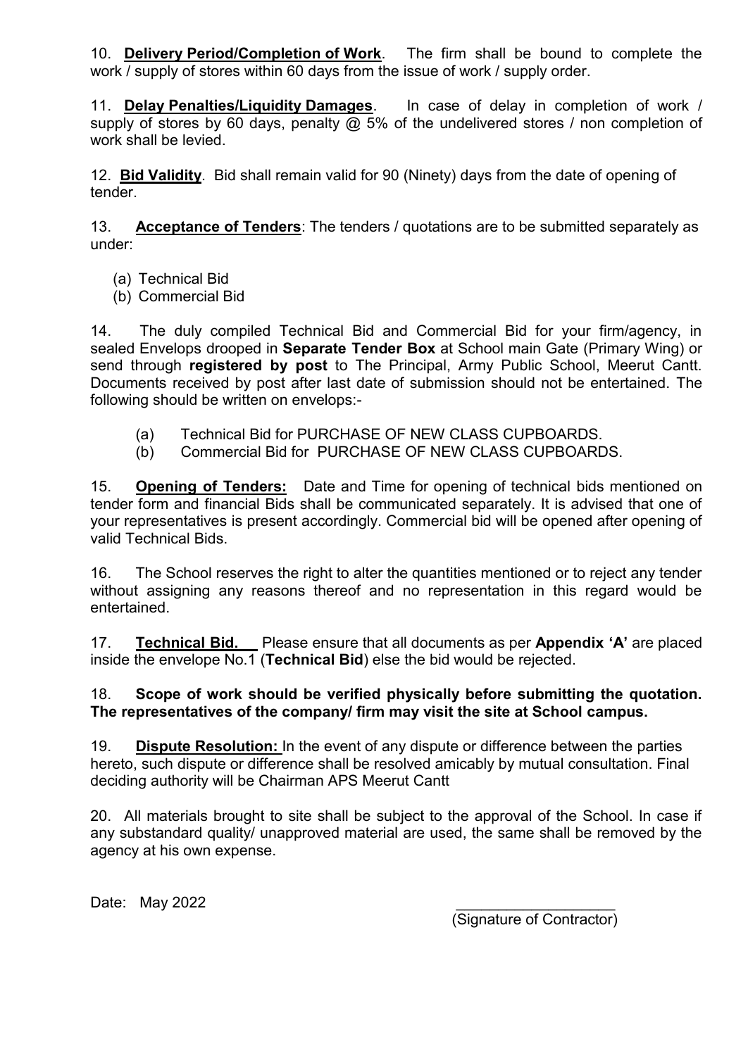10. **Delivery Period/Completion of Work**. The firm shall be bound to complete the work / supply of stores within 60 days from the issue of work / supply order.

11. **Delay Penalties/Liquidity Damages**. In case of delay in completion of work / supply of stores by 60 days, penalty @ 5% of the undelivered stores / non completion of work shall be levied.

12. **Bid Validity**. Bid shall remain valid for 90 (Ninety) days from the date of opening of tender.

13. **Acceptance of Tenders**: The tenders / quotations are to be submitted separately as under:

(a) Technical Bid
(b) Commercial Bid

14. The duly compiled Technical Bid and Commercial Bid for your firm/agency, in sealed Envelops drooped in **Separate Tender Box** at School main Gate (Primary Wing) or send through **registered by post** to The Principal, Army Public School, Meerut Cantt. Documents received by post after last date of submission should not be entertained. The following should be written on envelops:-

(a) Technical Bid for PURCHASE OF NEW CLASS CUPBOARDS.
(b) Commercial Bid for PURCHASE OF NEW CLASS CUPBOARDS.

15. **Opening of Tenders:** Date and Time for opening of technical bids mentioned on tender form and financial Bids shall be communicated separately. It is advised that one of your representatives is present accordingly. Commercial bid will be opened after opening of valid Technical Bids.

16. The School reserves the right to alter the quantities mentioned or to reject any tender without assigning any reasons thereof and no representation in this regard would be entertained.

17. **Technical Bid.** Please ensure that all documents as per **Appendix 'A'** are placed inside the envelope No.1 (**Technical Bid**) else the bid would be rejected.

18. **Scope of work should be verified physically before submitting the quotation. The representatives of the company/ firm may visit the site at School campus.**

19. **Dispute Resolution:** In the event of any dispute or difference between the parties hereto, such dispute or difference shall be resolved amicably by mutual consultation. Final deciding authority will be Chairman APS Meerut Cantt

20. All materials brought to site shall be subject to the approval of the School. In case if any substandard quality/ unapproved material are used, the same shall be removed by the agency at his own expense.

Date: May 2022

(Signature of Contractor)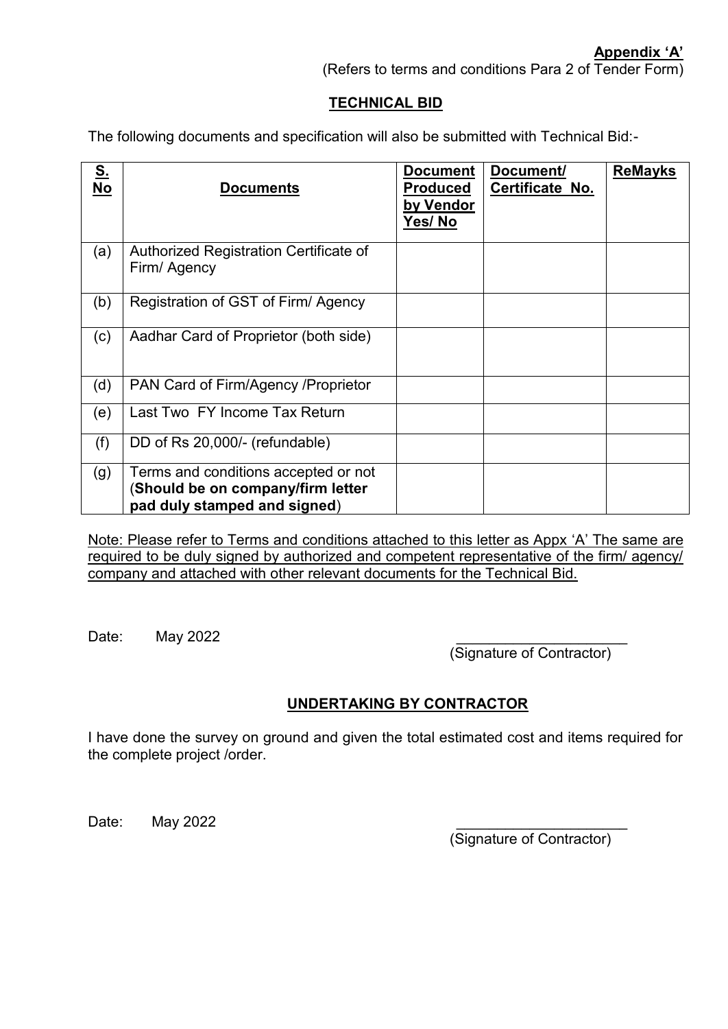**Appendix 'A'**

(Refers to terms and conditions Para 2 of Tender Form)

## TECHNICAL BID

The following documents and specification will also be submitted with Technical Bid:-

| S. No | Documents | Document Produced by Vendor Yes/ No | Document/ Certificate No. | ReMayks |
|---|---|---|---|---|
| (a) | Authorized Registration Certificate of Firm/ Agency | | | |
| (b) | Registration of GST of Firm/ Agency | | | |
| (c) | Aadhar Card of Proprietor (both side) | | | |
| (d) | PAN Card of Firm/Agency /Proprietor | | | |
| (e) | Last Two FY Income Tax Return | | | |
| (f) | DD of Rs 20,000/- (refundable) | | | |
| (g) | Terms and conditions accepted or not (**Should be on company/firm letter pad duly stamped and signed**) | | | |

Note: Please refer to Terms and conditions attached to this letter as Appx 'A' The same are required to be duly signed by authorized and competent representative of the firm/ agency/ company and attached with other relevant documents for the Technical Bid.

Date: May 2022

_____________________
(Signature of Contractor)

## UNDERTAKING BY CONTRACTOR

I have done the survey on ground and given the total estimated cost and items required for the complete project /order.

Date: May 2022

_____________________
(Signature of Contractor)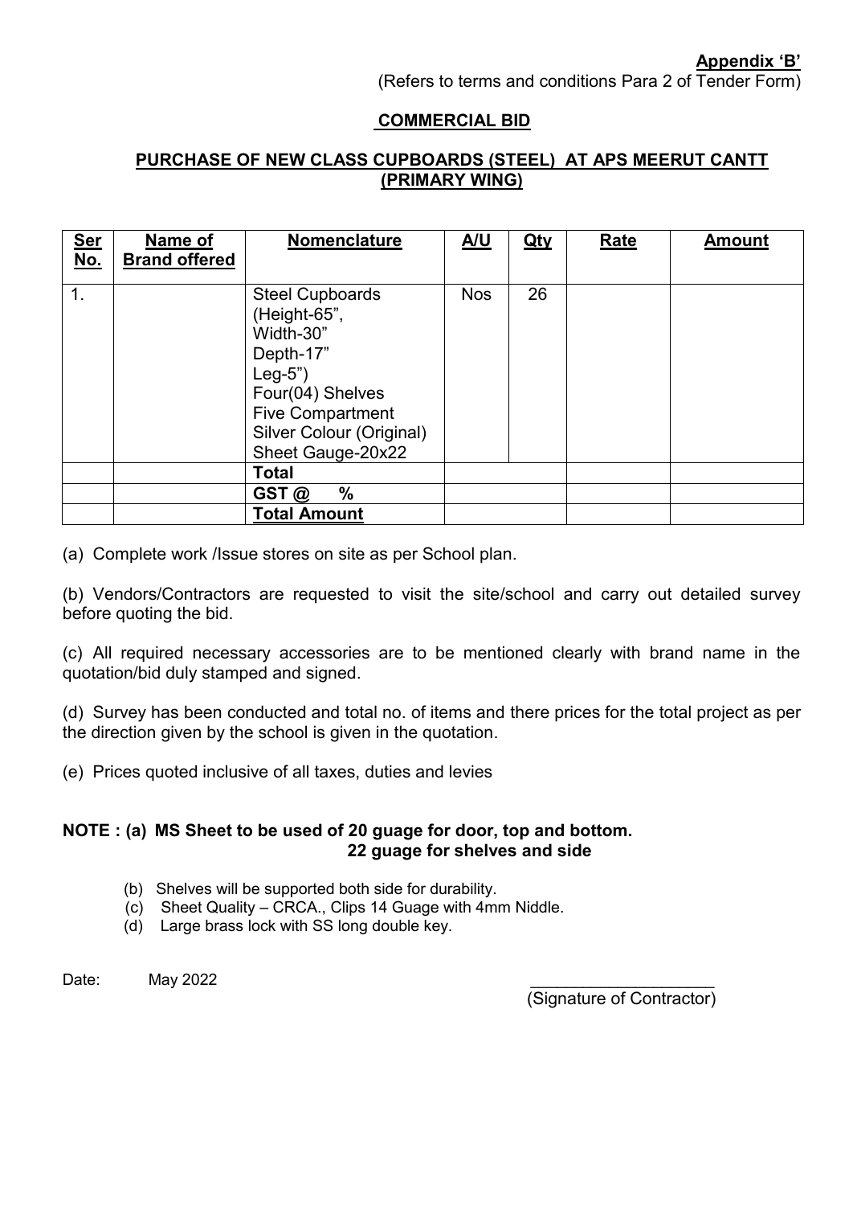**Appendix 'B'**

(Refers to terms and conditions Para 2 of Tender Form)

## COMMERCIAL BID

## PURCHASE OF NEW CLASS CUPBOARDS (STEEL) AT APS MEERUT CANTT (PRIMARY WING)

| Ser No. | Name of Brand offered | Nomenclature | A/U | Qty | Rate | Amount |
|---|---|---|---|---|---|---|
| 1. | | Steel Cupboards (Height-65", Width-30" Depth-17" Leg-5") Four(04) Shelves Five Compartment Silver Colour (Original) Sheet Gauge-20x22 | Nos | 26 | | |
| | | **Total** | | | | |
| | | **GST @ %** | | | | |
| | | **Total Amount** | | | | |

(a) Complete work /Issue stores on site as per School plan.

(b) Vendors/Contractors are requested to visit the site/school and carry out detailed survey before quoting the bid.

(c) All required necessary accessories are to be mentioned clearly with brand name in the quotation/bid duly stamped and signed.

(d) Survey has been conducted and total no. of items and there prices for the total project as per the direction given by the school is given in the quotation.

(e) Prices quoted inclusive of all taxes, duties and levies

**NOTE : (a) MS Sheet to be used of 20 guage for door, top and bottom.**
**22 guage for shelves and side**

(b) Shelves will be supported both side for durability.

(c) Sheet Quality – CRCA., Clips 14 Guage with 4mm Niddle.

(d) Large brass lock with SS long double key.

Date: May 2022

____________________
(Signature of Contractor)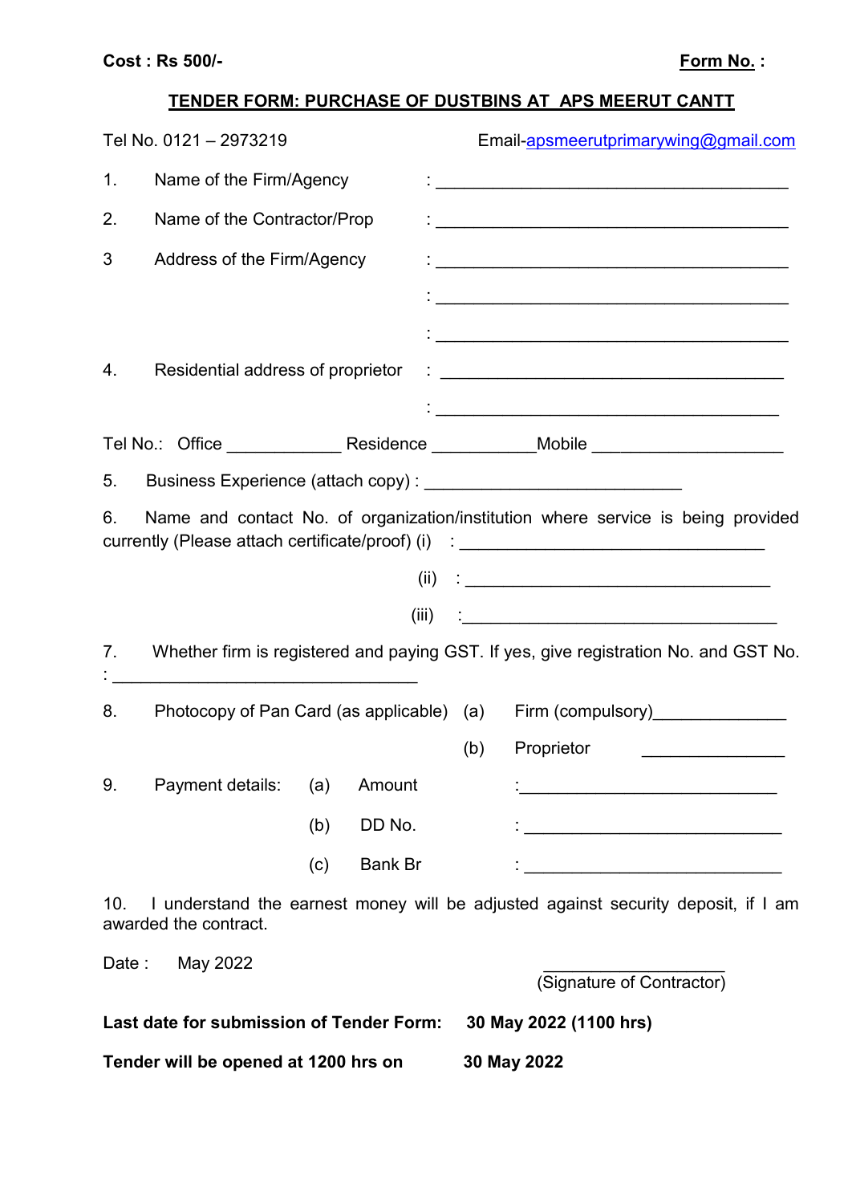**Cost : Rs 500/-** **Form No. :**

## TENDER FORM: PURCHASE OF DUSTBINS AT APS MEERUT CANTT

Tel No. 0121 – 2973219 Email-apsmeerutprimarywing@gmail.com

1. Name of the Firm/Agency : ______________________________________

2. Name of the Contractor/Prop : ______________________________________

3 Address of the Firm/Agency : ______________________________________

: ______________________________________

: ______________________________________

4. Residential address of proprietor : ______________________________________

: ______________________________________

Tel No.: Office ____________ Residence ___________Mobile ____________________

5. Business Experience (attach copy) : ___________________________

6. Name and contact No. of organization/institution where service is being provided currently (Please attach certificate/proof) (i) : ________________________________

(ii) : ________________________________

(iii) :________________________________

7. Whether firm is registered and paying GST. If yes, give registration No. and GST No. : ________________________________

8. Photocopy of Pan Card (as applicable) (a) Firm (compulsory)______________

(b) Proprietor _______________

9. Payment details: (a) Amount :___________________________

(b) DD No. : ___________________________

(c) Bank Br : ___________________________

10. I understand the earnest money will be adjusted against security deposit, if I am awarded the contract.

Date : May 2022

____________________
(Signature of Contractor)

**Last date for submission of Tender Form: 30 May 2022 (1100 hrs)**

**Tender will be opened at 1200 hrs on 30 May 2022**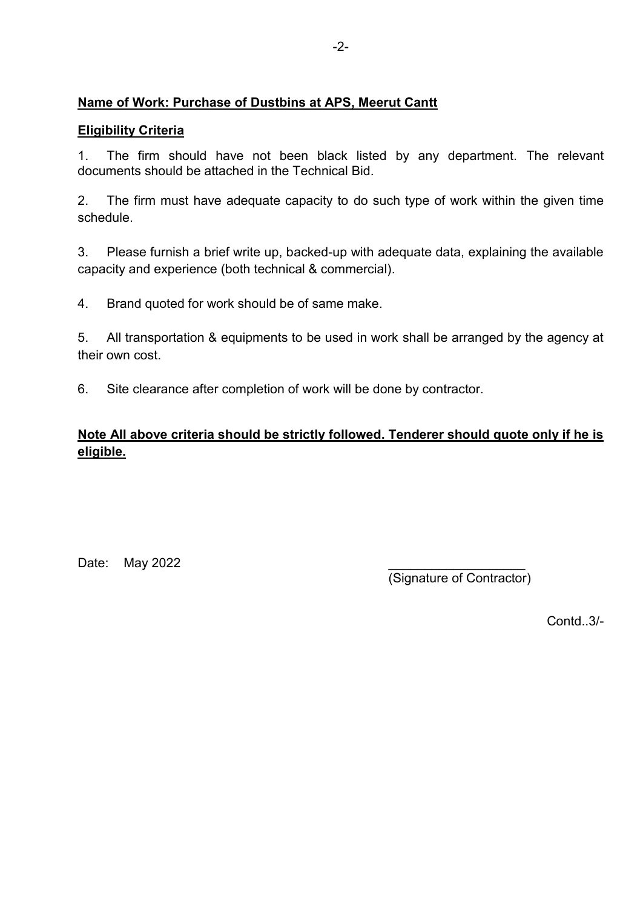**Name of Work: Purchase of Dustbins at APS, Meerut Cantt**

**Eligibility Criteria**

1. The firm should have not been black listed by any department. The relevant documents should be attached in the Technical Bid.

2. The firm must have adequate capacity to do such type of work within the given time schedule.

3. Please furnish a brief write up, backed-up with adequate data, explaining the available capacity and experience (both technical & commercial).

4. Brand quoted for work should be of same make.

5. All transportation & equipments to be used in work shall be arranged by the agency at their own cost.

6. Site clearance after completion of work will be done by contractor.

**Note All above criteria should be strictly followed. Tenderer should quote only if he is eligible.**

Date: May 2022

___________________
(Signature of Contractor)

Contd..3/-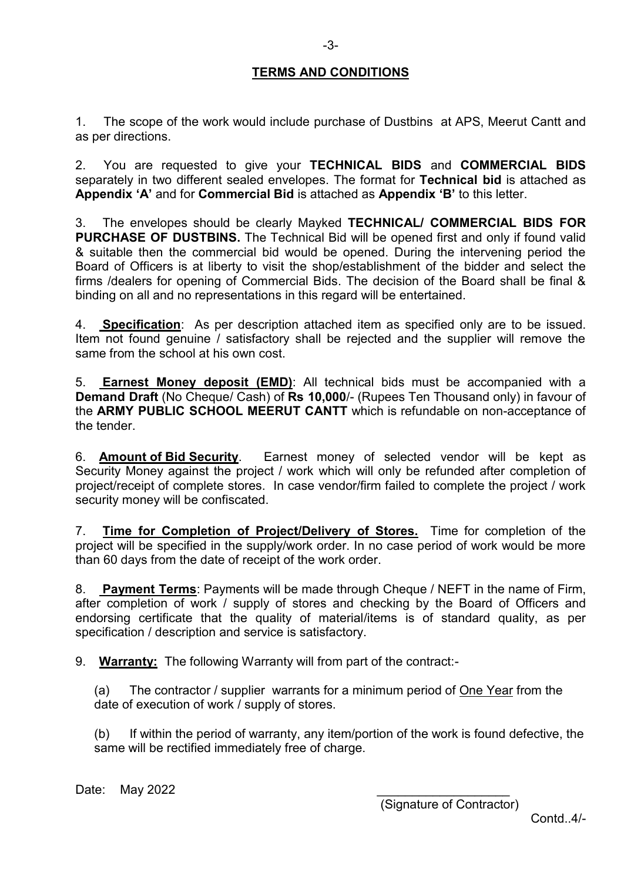## TERMS AND CONDITIONS

1. The scope of the work would include purchase of Dustbins at APS, Meerut Cantt and as per directions.

2. You are requested to give your **TECHNICAL BIDS** and **COMMERCIAL BIDS** separately in two different sealed envelopes. The format for **Technical bid** is attached as **Appendix 'A'** and for **Commercial Bid** is attached as **Appendix 'B'** to this letter.

3. The envelopes should be clearly Mayked **TECHNICAL/ COMMERCIAL BIDS FOR PURCHASE OF DUSTBINS.** The Technical Bid will be opened first and only if found valid & suitable then the commercial bid would be opened. During the intervening period the Board of Officers is at liberty to visit the shop/establishment of the bidder and select the firms /dealers for opening of Commercial Bids. The decision of the Board shall be final & binding on all and no representations in this regard will be entertained.

4. **Specification**: As per description attached item as specified only are to be issued. Item not found genuine / satisfactory shall be rejected and the supplier will remove the same from the school at his own cost.

5. **Earnest Money deposit (EMD)**: All technical bids must be accompanied with a **Demand Draft** (No Cheque/ Cash) of **Rs 10,000**/- (Rupees Ten Thousand only) in favour of the **ARMY PUBLIC SCHOOL MEERUT CANTT** which is refundable on non-acceptance of the tender.

6. **Amount of Bid Security**. Earnest money of selected vendor will be kept as Security Money against the project / work which will only be refunded after completion of project/receipt of complete stores. In case vendor/firm failed to complete the project / work security money will be confiscated.

7. **Time for Completion of Project/Delivery of Stores.** Time for completion of the project will be specified in the supply/work order. In no case period of work would be more than 60 days from the date of receipt of the work order.

8. **Payment Terms**: Payments will be made through Cheque / NEFT in the name of Firm, after completion of work / supply of stores and checking by the Board of Officers and endorsing certificate that the quality of material/items is of standard quality, as per specification / description and service is satisfactory.

9. **Warranty:** The following Warranty will from part of the contract:-

(a) The contractor / supplier warrants for a minimum period of One Year from the date of execution of work / supply of stores.

(b) If within the period of warranty, any item/portion of the work is found defective, the same will be rectified immediately free of charge.

Date: May 2022

\_\_\_\_\_\_\_\_\_\_\_\_\_\_\_\_\_\_\_
(Signature of Contractor)

Contd..4/-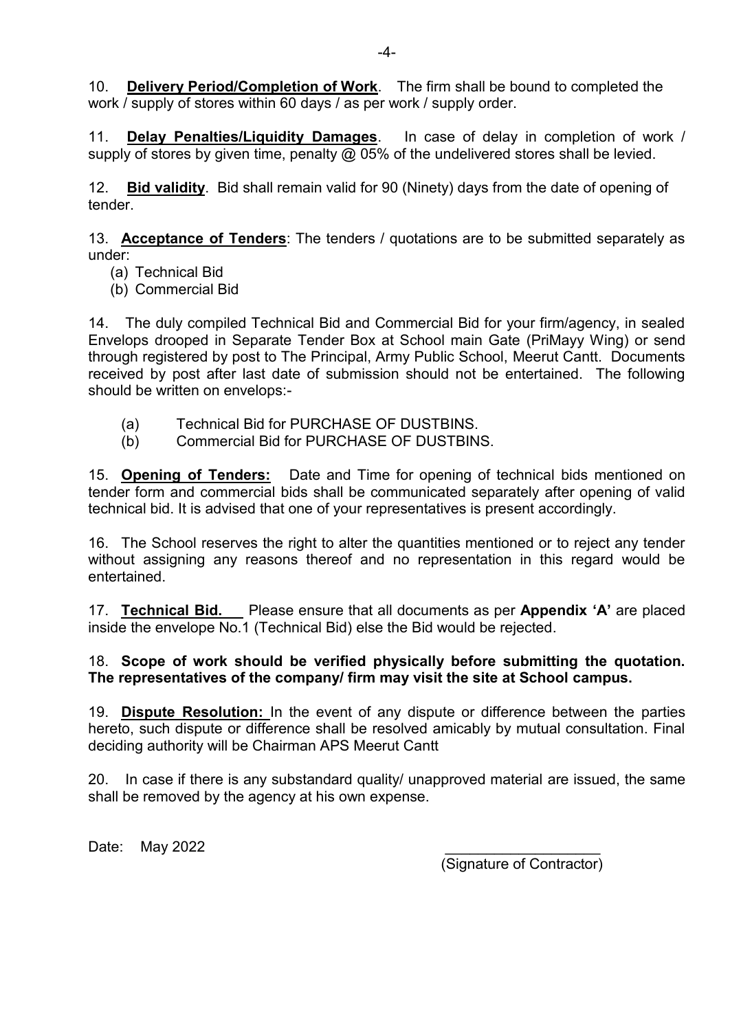10. **Delivery Period/Completion of Work**. The firm shall be bound to completed the work / supply of stores within 60 days / as per work / supply order.

11. **Delay Penalties/Liquidity Damages**. In case of delay in completion of work / supply of stores by given time, penalty @ 05% of the undelivered stores shall be levied.

12. **Bid validity**. Bid shall remain valid for 90 (Ninety) days from the date of opening of tender.

13. **Acceptance of Tenders**: The tenders / quotations are to be submitted separately as under:

(a) Technical Bid
(b) Commercial Bid

14. The duly compiled Technical Bid and Commercial Bid for your firm/agency, in sealed Envelops drooped in Separate Tender Box at School main Gate (PriMayy Wing) or send through registered by post to The Principal, Army Public School, Meerut Cantt. Documents received by post after last date of submission should not be entertained. The following should be written on envelops:-

(a) Technical Bid for PURCHASE OF DUSTBINS.
(b) Commercial Bid for PURCHASE OF DUSTBINS.

15. **Opening of Tenders:** Date and Time for opening of technical bids mentioned on tender form and commercial bids shall be communicated separately after opening of valid technical bid. It is advised that one of your representatives is present accordingly.

16. The School reserves the right to alter the quantities mentioned or to reject any tender without assigning any reasons thereof and no representation in this regard would be entertained.

17. **Technical Bid.** Please ensure that all documents as per **Appendix 'A'** are placed inside the envelope No.1 (Technical Bid) else the Bid would be rejected.

18. **Scope of work should be verified physically before submitting the quotation. The representatives of the company/ firm may visit the site at School campus.**

19. **Dispute Resolution:** In the event of any dispute or difference between the parties hereto, such dispute or difference shall be resolved amicably by mutual consultation. Final deciding authority will be Chairman APS Meerut Cantt

20. In case if there is any substandard quality/ unapproved material are issued, the same shall be removed by the agency at his own expense.

Date: May 2022

\_\_\_\_\_\_\_\_\_\_\_\_\_\_\_\_\_\_\_
(Signature of Contractor)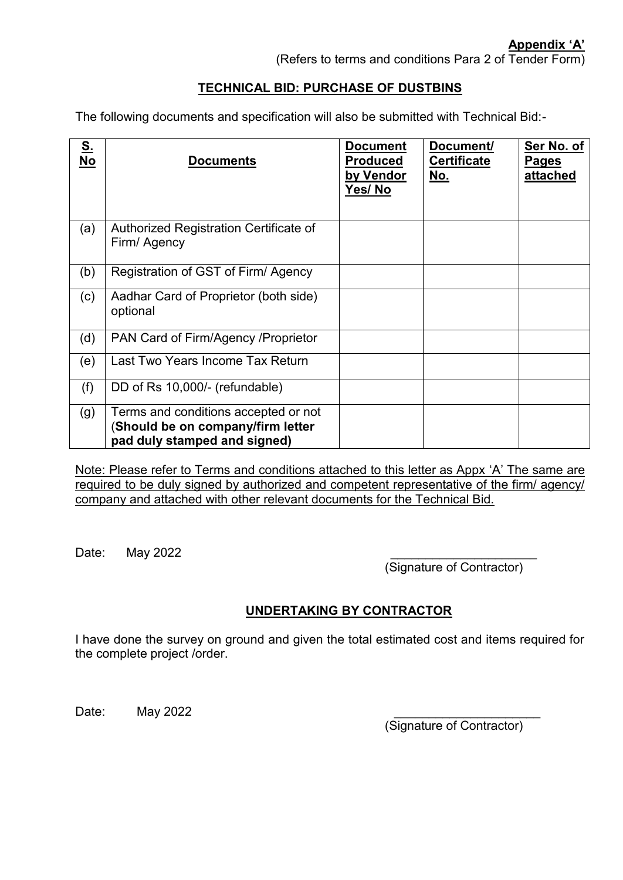**Appendix 'A'**
(Refers to terms and conditions Para 2 of Tender Form)

## TECHNICAL BID: PURCHASE OF DUSTBINS

The following documents and specification will also be submitted with Technical Bid:-

| S. No | Documents | Document Produced by Vendor Yes/ No | Document/ Certificate No. | Ser No. of Pages attached |
|---|---|---|---|---|
| (a) | Authorized Registration Certificate of Firm/ Agency | | | |
| (b) | Registration of GST of Firm/ Agency | | | |
| (c) | Aadhar Card of Proprietor (both side) optional | | | |
| (d) | PAN Card of Firm/Agency /Proprietor | | | |
| (e) | Last Two Years Income Tax Return | | | |
| (f) | DD of Rs 10,000/- (refundable) | | | |
| (g) | Terms and conditions accepted or not (**Should be on company/firm letter pad duly stamped and signed)** | | | |

Note: Please refer to Terms and conditions attached to this letter as Appx 'A' The same are required to be duly signed by authorized and competent representative of the firm/ agency/ company and attached with other relevant documents for the Technical Bid.

Date: May 2022

_____________________
(Signature of Contractor)

## UNDERTAKING BY CONTRACTOR

I have done the survey on ground and given the total estimated cost and items required for the complete project /order.

Date: May 2022

_____________________
(Signature of Contractor)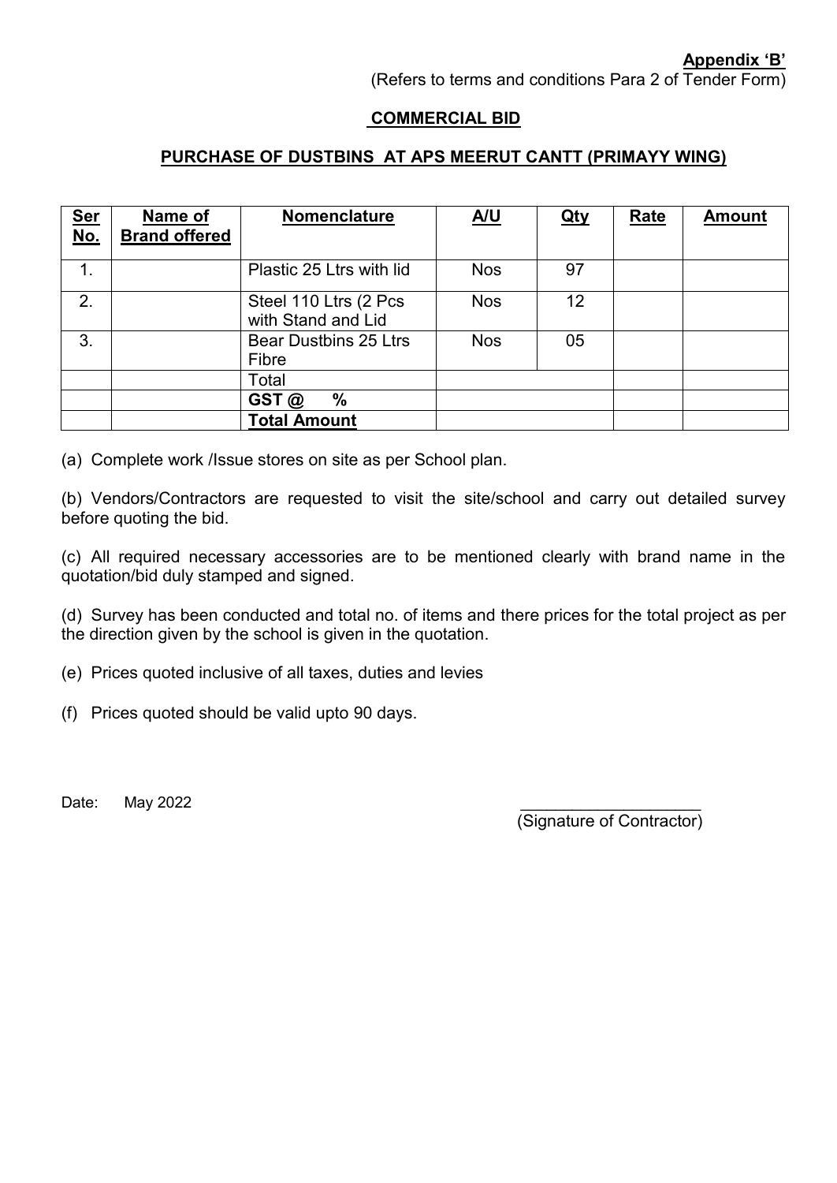**Appendix 'B'**

(Refers to terms and conditions Para 2 of Tender Form)

## COMMERCIAL BID

## PURCHASE OF DUSTBINS AT APS MEERUT CANTT (PRIMAYY WING)

| Ser No. | Name of Brand offered | Nomenclature | A/U | Qty | Rate | Amount |
|---|---|---|---|---|---|---|
| 1. | | Plastic 25 Ltrs with lid | Nos | 97 | | |
| 2. | | Steel 110 Ltrs (2 Pcs with Stand and Lid | Nos | 12 | | |
| 3. | | Bear Dustbins 25 Ltrs Fibre | Nos | 05 | | |
| | | Total | | | | |
| | | **GST @ %** | | | | |
| | | **Total Amount** | | | | |

(a) Complete work /Issue stores on site as per School plan.

(b) Vendors/Contractors are requested to visit the site/school and carry out detailed survey before quoting the bid.

(c) All required necessary accessories are to be mentioned clearly with brand name in the quotation/bid duly stamped and signed.

(d) Survey has been conducted and total no. of items and there prices for the total project as per the direction given by the school is given in the quotation.

(e) Prices quoted inclusive of all taxes, duties and levies

(f) Prices quoted should be valid upto 90 days.

Date: May 2022

____________________

(Signature of Contractor)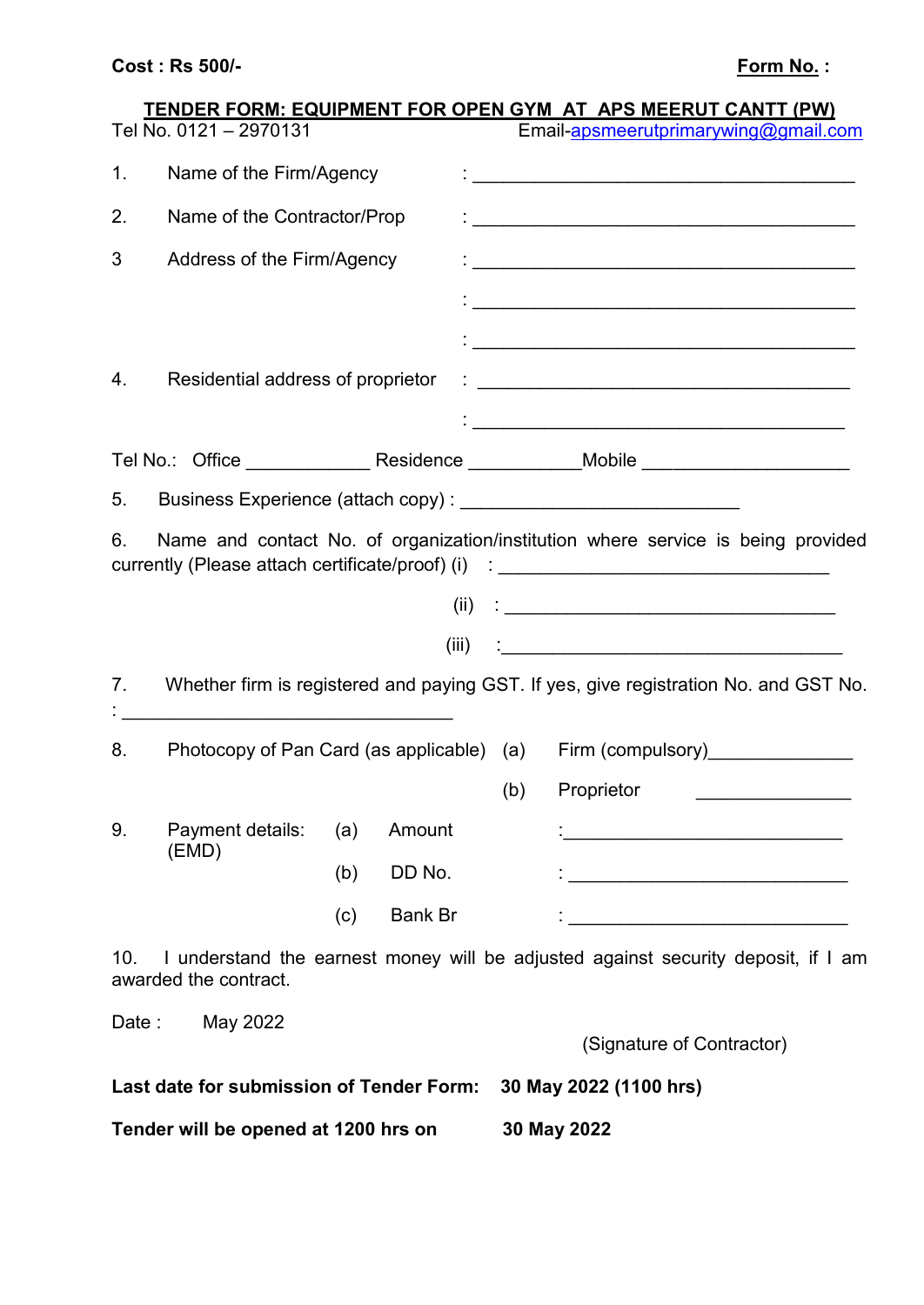**Cost : Rs 500/-** **Form No. :**

**TENDER FORM: EQUIPMENT FOR OPEN GYM AT APS MEERUT CANTT (PW)**

Tel No. 0121 – 2970131 Email-apsmeerutprimarywing@gmail.com

1. Name of the Firm/Agency : ______________________________________

2. Name of the Contractor/Prop : ______________________________________

3 Address of the Firm/Agency : ______________________________________

: ______________________________________

: ______________________________________

4. Residential address of proprietor : ______________________________________

: ______________________________________

Tel No.: Office ____________ Residence ___________Mobile ____________________

5. Business Experience (attach copy) : ___________________________

6. Name and contact No. of organization/institution where service is being provided currently (Please attach certificate/proof) (i) : _________________________________

(ii) : _________________________________

(iii) :_________________________________

7. Whether firm is registered and paying GST. If yes, give registration No. and GST No. : _________________________________

8. Photocopy of Pan Card (as applicable) (a) Firm (compulsory)______________

(b) Proprietor _______________

9. Payment details: (EMD) (a) Amount :___________________________

(b) DD No. : ___________________________

(c) Bank Br : ___________________________

10. I understand the earnest money will be adjusted against security deposit, if I am awarded the contract.

Date : May 2022

(Signature of Contractor)

**Last date for submission of Tender Form: 30 May 2022 (1100 hrs)**

**Tender will be opened at 1200 hrs on 30 May 2022**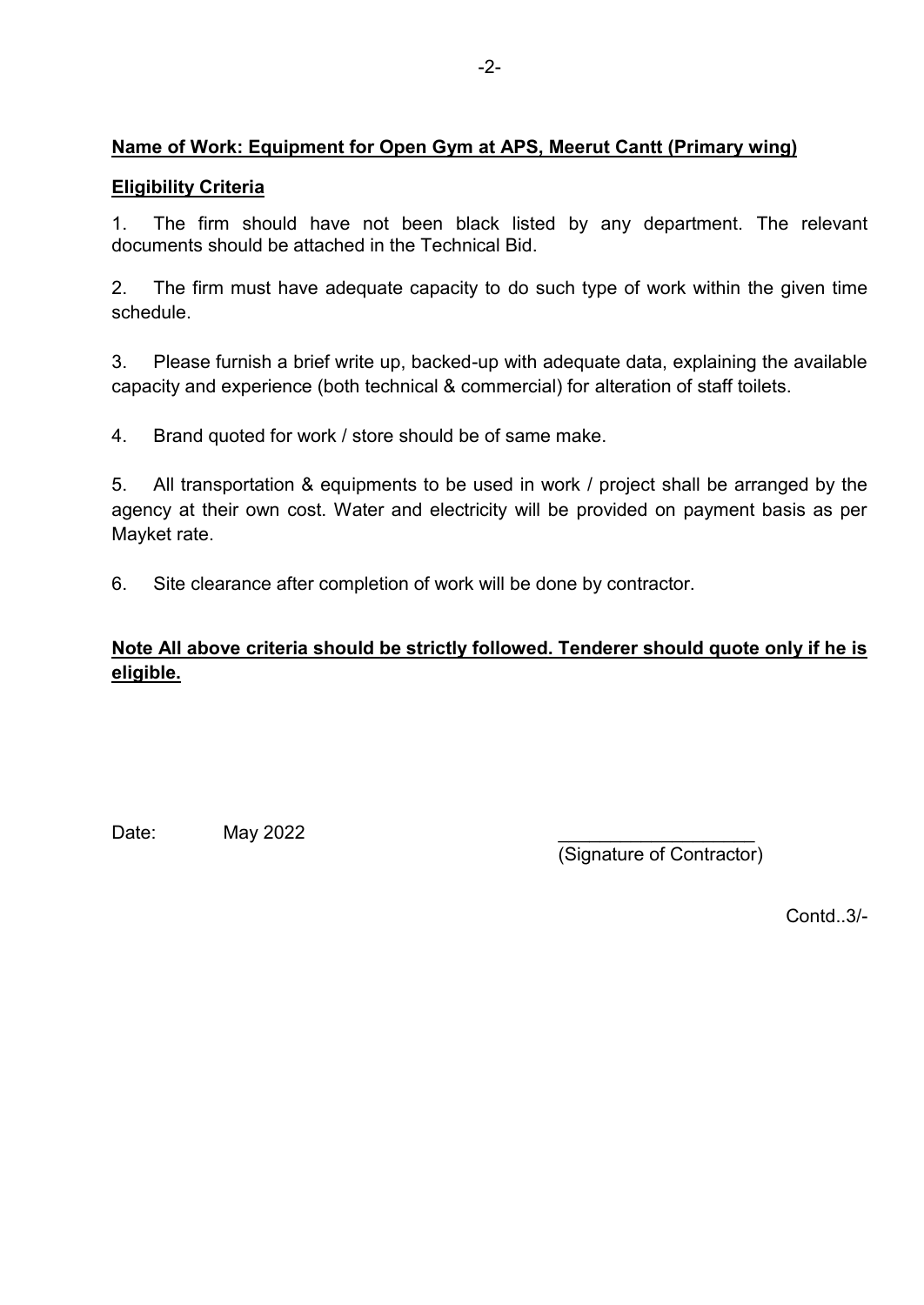**Name of Work: Equipment for Open Gym at APS, Meerut Cantt (Primary wing)**

**Eligibility Criteria**

1. The firm should have not been black listed by any department. The relevant documents should be attached in the Technical Bid.

2. The firm must have adequate capacity to do such type of work within the given time schedule.

3. Please furnish a brief write up, backed-up with adequate data, explaining the available capacity and experience (both technical & commercial) for alteration of staff toilets.

4. Brand quoted for work / store should be of same make.

5. All transportation & equipments to be used in work / project shall be arranged by the agency at their own cost. Water and electricity will be provided on payment basis as per Mayket rate.

6. Site clearance after completion of work will be done by contractor.

**Note All above criteria should be strictly followed. Tenderer should quote only if he is eligible.**

Date: May 2022

\_\_\_\_\_\_\_\_\_\_\_\_\_\_\_\_\_\_\_
(Signature of Contractor)

Contd..3/-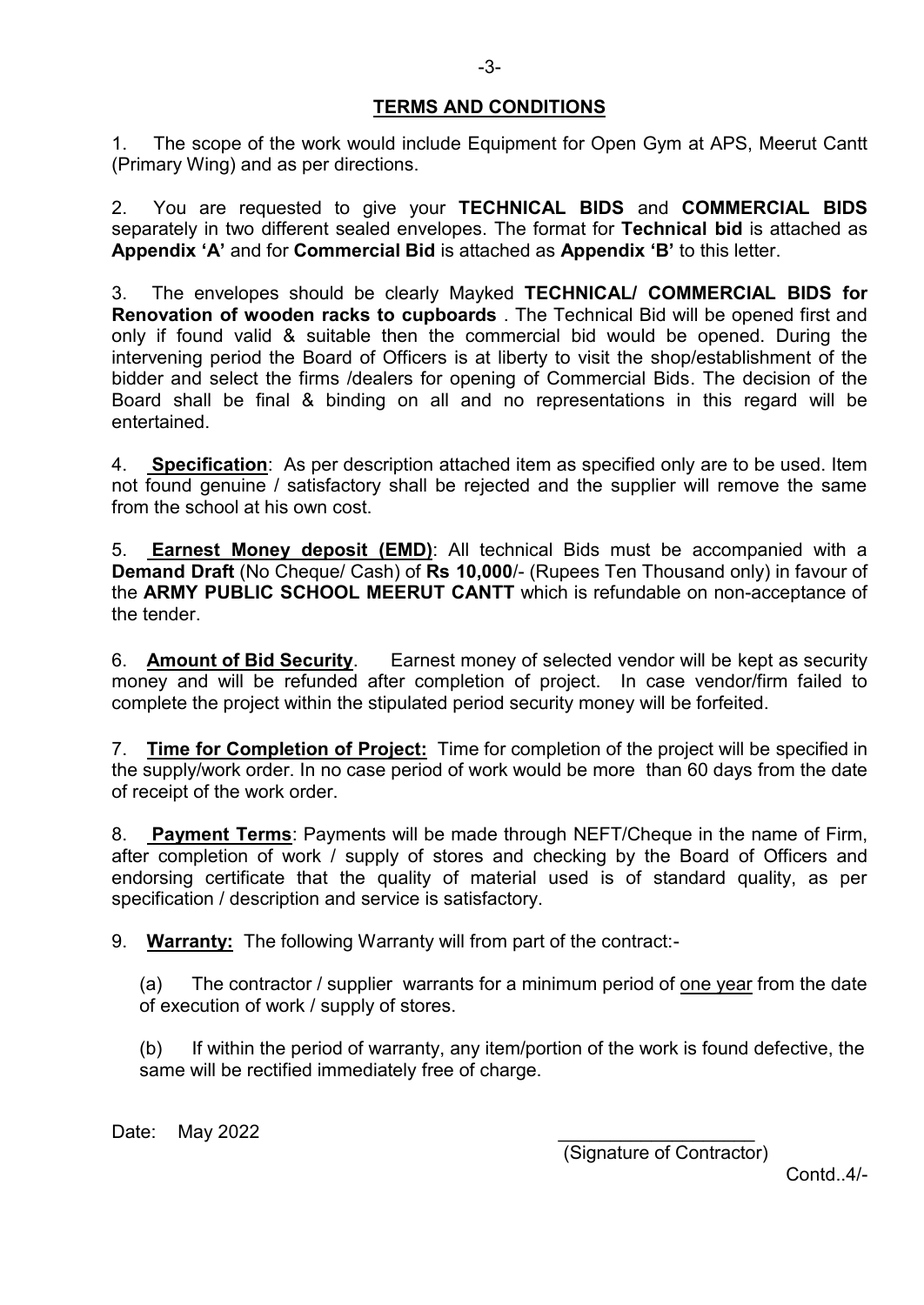## TERMS AND CONDITIONS

1. The scope of the work would include Equipment for Open Gym at APS, Meerut Cantt (Primary Wing) and as per directions.

2. You are requested to give your **TECHNICAL BIDS** and **COMMERCIAL BIDS** separately in two different sealed envelopes. The format for **Technical bid** is attached as **Appendix 'A'** and for **Commercial Bid** is attached as **Appendix 'B'** to this letter.

3. The envelopes should be clearly Mayked **TECHNICAL/ COMMERCIAL BIDS for Renovation of wooden racks to cupboards** . The Technical Bid will be opened first and only if found valid & suitable then the commercial bid would be opened. During the intervening period the Board of Officers is at liberty to visit the shop/establishment of the bidder and select the firms /dealers for opening of Commercial Bids. The decision of the Board shall be final & binding on all and no representations in this regard will be entertained.

4. **Specification**: As per description attached item as specified only are to be used. Item not found genuine / satisfactory shall be rejected and the supplier will remove the same from the school at his own cost.

5. **Earnest Money deposit (EMD)**: All technical Bids must be accompanied with a **Demand Draft** (No Cheque/ Cash) of **Rs 10,000**/- (Rupees Ten Thousand only) in favour of the **ARMY PUBLIC SCHOOL MEERUT CANTT** which is refundable on non-acceptance of the tender.

6. **Amount of Bid Security**. Earnest money of selected vendor will be kept as security money and will be refunded after completion of project. In case vendor/firm failed to complete the project within the stipulated period security money will be forfeited.

7. **Time for Completion of Project:** Time for completion of the project will be specified in the supply/work order. In no case period of work would be more than 60 days from the date of receipt of the work order.

8. **Payment Terms**: Payments will be made through NEFT/Cheque in the name of Firm, after completion of work / supply of stores and checking by the Board of Officers and endorsing certificate that the quality of material used is of standard quality, as per specification / description and service is satisfactory.

9. **Warranty:** The following Warranty will from part of the contract:-

(a) The contractor / supplier warrants for a minimum period of one year from the date of execution of work / supply of stores.

(b) If within the period of warranty, any item/portion of the work is found defective, the same will be rectified immediately free of charge.

Date: May 2022

___________________
(Signature of Contractor)

Contd..4/-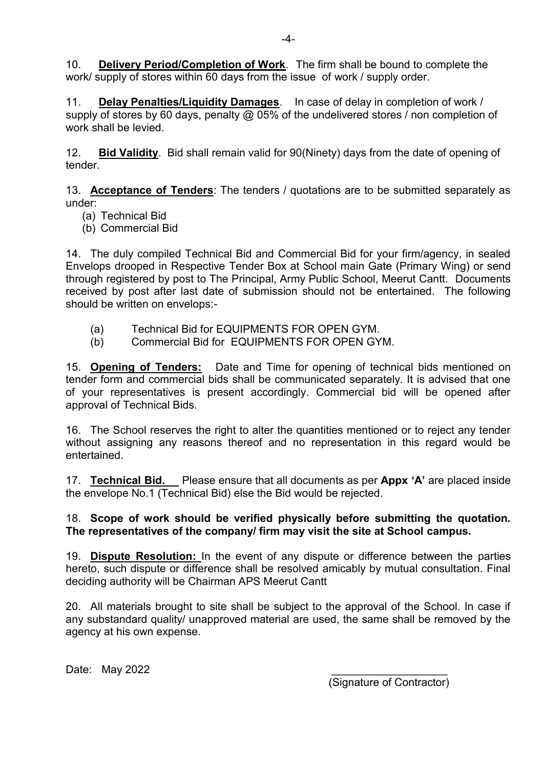10. **Delivery Period/Completion of Work**. The firm shall be bound to complete the work/ supply of stores within 60 days from the issue of work / supply order.

11. **Delay Penalties/Liquidity Damages**. In case of delay in completion of work / supply of stores by 60 days, penalty @ 05% of the undelivered stores / non completion of work shall be levied.

12. **Bid Validity**. Bid shall remain valid for 90(Ninety) days from the date of opening of tender.

13. **Acceptance of Tenders**: The tenders / quotations are to be submitted separately as under:

(a) Technical Bid
(b) Commercial Bid

14. The duly compiled Technical Bid and Commercial Bid for your firm/agency, in sealed Envelops drooped in Respective Tender Box at School main Gate (Primary Wing) or send through registered by post to The Principal, Army Public School, Meerut Cantt. Documents received by post after last date of submission should not be entertained. The following should be written on envelops:-

(a) Technical Bid for EQUIPMENTS FOR OPEN GYM.
(b) Commercial Bid for EQUIPMENTS FOR OPEN GYM.

15. **Opening of Tenders:** Date and Time for opening of technical bids mentioned on tender form and commercial bids shall be communicated separately. It is advised that one of your representatives is present accordingly. Commercial bid will be opened after approval of Technical Bids.

16. The School reserves the right to alter the quantities mentioned or to reject any tender without assigning any reasons thereof and no representation in this regard would be entertained.

17. **Technical Bid.** Please ensure that all documents as per **Appx 'A'** are placed inside the envelope No.1 (Technical Bid) else the Bid would be rejected.

18. **Scope of work should be verified physically before submitting the quotation. The representatives of the company/ firm may visit the site at School campus.**

19. **Dispute Resolution:** In the event of any dispute or difference between the parties hereto, such dispute or difference shall be resolved amicably by mutual consultation. Final deciding authority will be Chairman APS Meerut Cantt

20. All materials brought to site shall be subject to the approval of the School. In case if any substandard quality/ unapproved material are used, the same shall be removed by the agency at his own expense.

Date: May 2022

\_\_\_\_\_\_\_\_\_\_\_\_\_\_\_\_\_\_\_\_
(Signature of Contractor)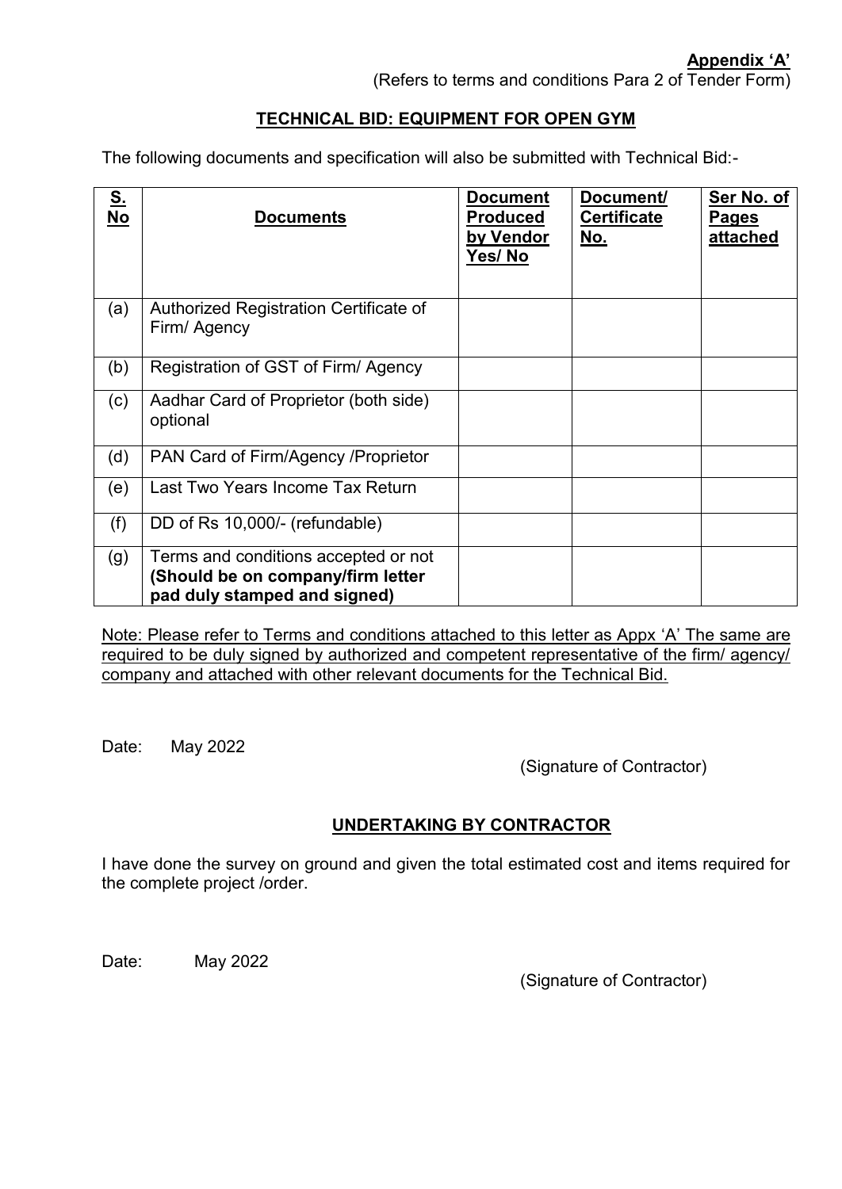**Appendix 'A'**

(Refers to terms and conditions Para 2 of Tender Form)

## TECHNICAL BID: EQUIPMENT FOR OPEN GYM

The following documents and specification will also be submitted with Technical Bid:-

| S. No | Documents | Document Produced by Vendor Yes/ No | Document/ Certificate No. | Ser No. of Pages attached |
|---|---|---|---|---|
| (a) | Authorized Registration Certificate of Firm/ Agency | | | |
| (b) | Registration of GST of Firm/ Agency | | | |
| (c) | Aadhar Card of Proprietor (both side) optional | | | |
| (d) | PAN Card of Firm/Agency /Proprietor | | | |
| (e) | Last Two Years Income Tax Return | | | |
| (f) | DD of Rs 10,000/- (refundable) | | | |
| (g) | Terms and conditions accepted or not **(Should be on company/firm letter pad duly stamped and signed)** | | | |

Note: Please refer to Terms and conditions attached to this letter as Appx 'A' The same are required to be duly signed by authorized and competent representative of the firm/ agency/ company and attached with other relevant documents for the Technical Bid.

Date: May 2022

(Signature of Contractor)

## UNDERTAKING BY CONTRACTOR

I have done the survey on ground and given the total estimated cost and items required for the complete project /order.

Date: May 2022

(Signature of Contractor)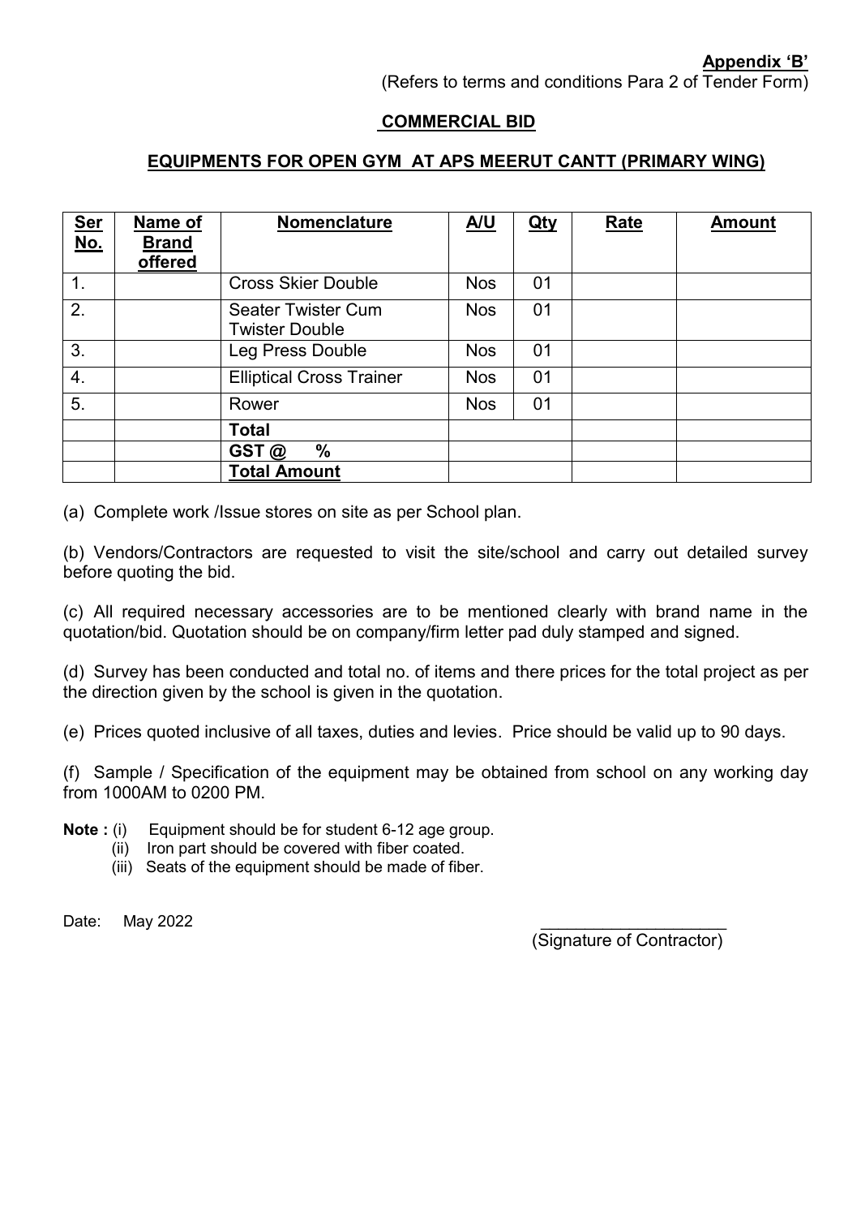**Appendix 'B'**

(Refers to terms and conditions Para 2 of Tender Form)

**COMMERCIAL BID**

**EQUIPMENTS FOR OPEN GYM AT APS MEERUT CANTT (PRIMARY WING)**

| Ser No. | Name of Brand offered | Nomenclature | A/U | Qty | Rate | Amount |
|---|---|---|---|---|---|---|
| 1. | | Cross Skier Double | Nos | 01 | | |
| 2. | | Seater Twister Cum Twister Double | Nos | 01 | | |
| 3. | | Leg Press Double | Nos | 01 | | |
| 4. | | Elliptical Cross Trainer | Nos | 01 | | |
| 5. | | Rower | Nos | 01 | | |
| | | **Total** | | | | |
| | | **GST @ %** | | | | |
| | | **Total Amount** | | | | |

(a) Complete work /Issue stores on site as per School plan.

(b) Vendors/Contractors are requested to visit the site/school and carry out detailed survey before quoting the bid.

(c) All required necessary accessories are to be mentioned clearly with brand name in the quotation/bid. Quotation should be on company/firm letter pad duly stamped and signed.

(d) Survey has been conducted and total no. of items and there prices for the total project as per the direction given by the school is given in the quotation.

(e) Prices quoted inclusive of all taxes, duties and levies. Price should be valid up to 90 days.

(f) Sample / Specification of the equipment may be obtained from school on any working day from 1000AM to 0200 PM.

**Note :** (i) Equipment should be for student 6-12 age group.

(ii) Iron part should be covered with fiber coated.

(iii) Seats of the equipment should be made of fiber.

Date: May 2022

____________________

(Signature of Contractor)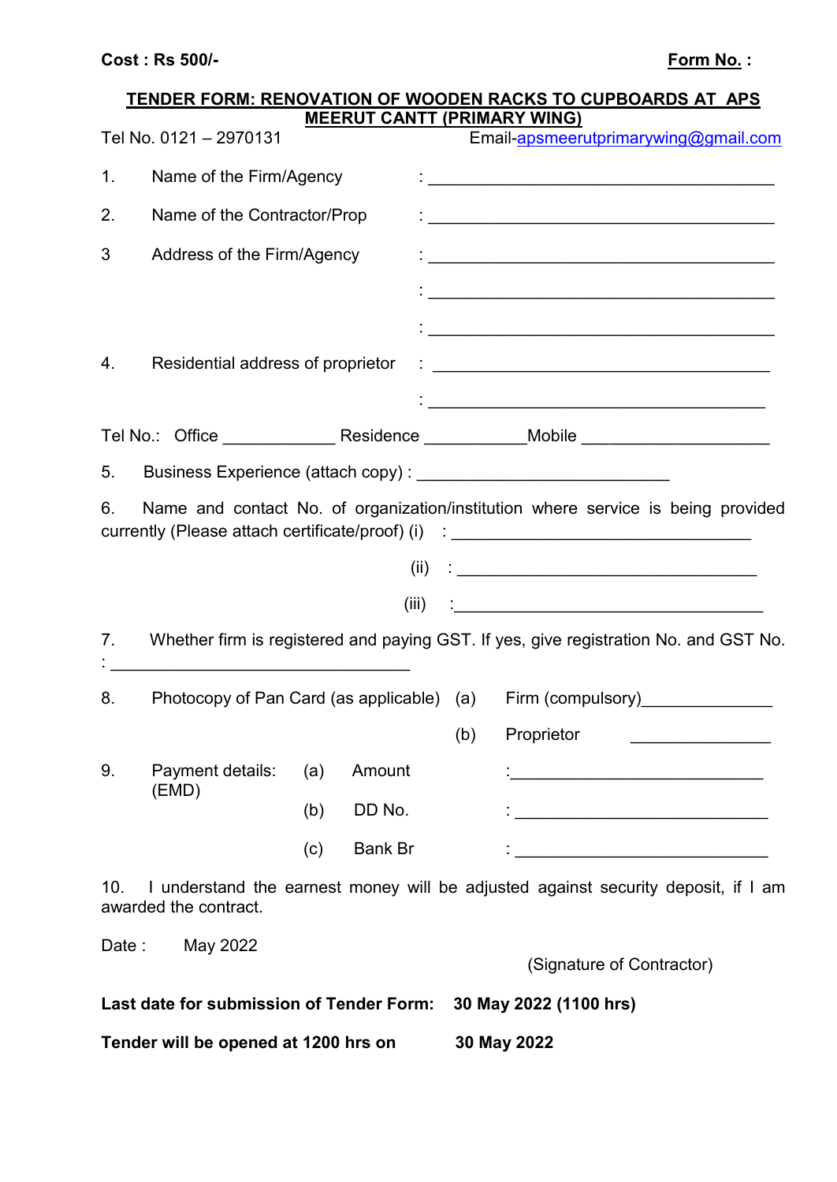**Cost : Rs 500/-** **Form No. :**

**TENDER FORM: RENOVATION OF WOODEN RACKS TO CUPBOARDS AT APS MEERUT CANTT (PRIMARY WING)**

Tel No. 0121 – 2970131 Email-apsmeerutprimarywing@gmail.com

1. Name of the Firm/Agency : ________________________________________

2. Name of the Contractor/Prop : ________________________________________

3 Address of the Firm/Agency : ________________________________________

: ________________________________________

: ________________________________________

4. Residential address of proprietor : ________________________________________

: ________________________________________

Tel No.: Office ____________ Residence ___________Mobile ____________________

5. Business Experience (attach copy) : ____________________________

6. Name and contact No. of organization/institution where service is being provided currently (Please attach certificate/proof) (i) : _________________________________

(ii) : _________________________________

(iii) :_________________________________

7. Whether firm is registered and paying GST. If yes, give registration No. and GST No. : _________________________________

8. Photocopy of Pan Card (as applicable) (a) Firm (compulsory)______________

(b) Proprietor _______________

9. Payment details: (EMD) (a) Amount :___________________________

(b) DD No. : ___________________________

(c) Bank Br : ___________________________

10. I understand the earnest money will be adjusted against security deposit, if I am awarded the contract.

Date : May 2022

(Signature of Contractor)

**Last date for submission of Tender Form: 30 May 2022 (1100 hrs)**

**Tender will be opened at 1200 hrs on 30 May 2022**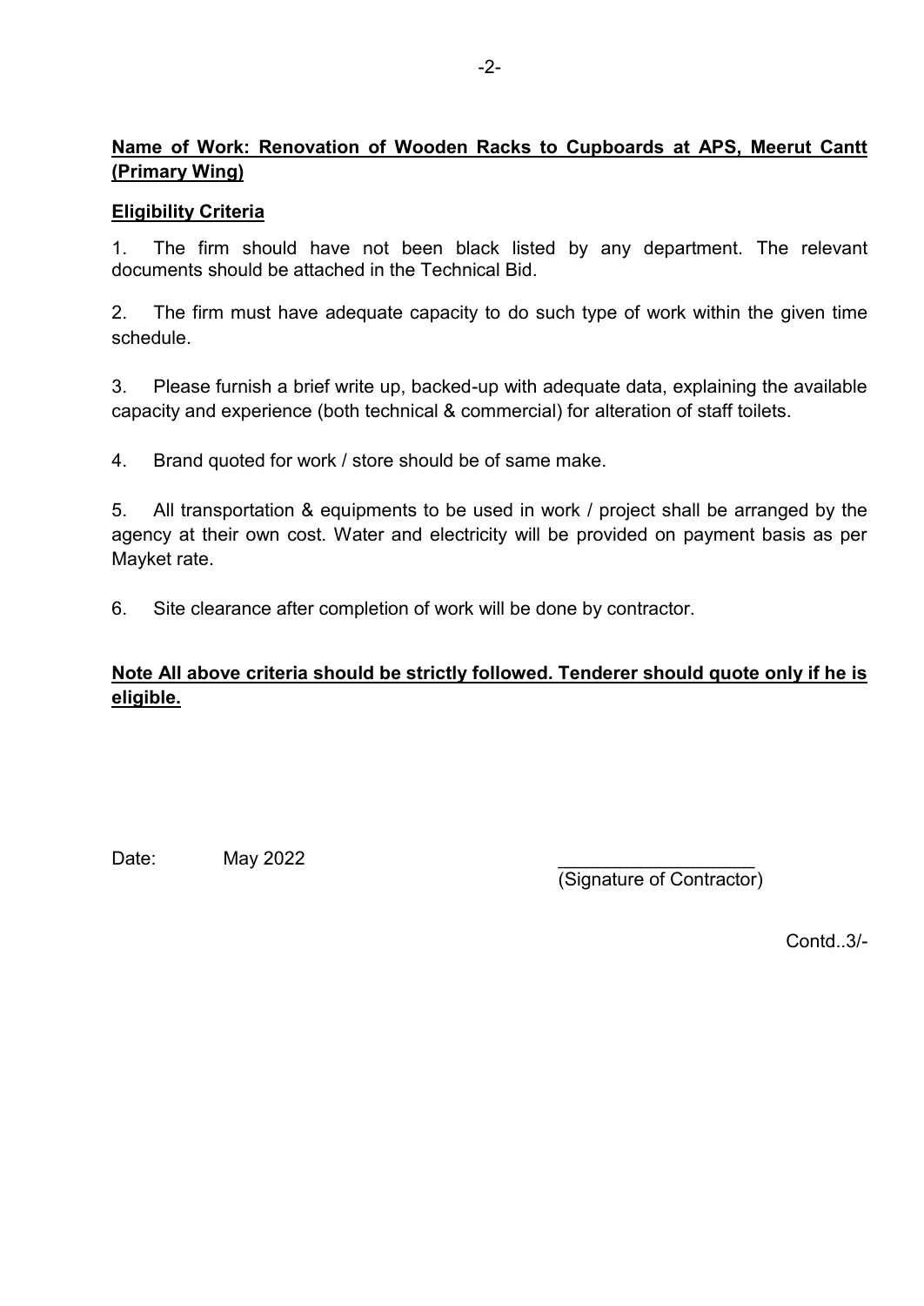**Name of Work: Renovation of Wooden Racks to Cupboards at APS, Meerut Cantt (Primary Wing)**

**Eligibility Criteria**

1. The firm should have not been black listed by any department. The relevant documents should be attached in the Technical Bid.

2. The firm must have adequate capacity to do such type of work within the given time schedule.

3. Please furnish a brief write up, backed-up with adequate data, explaining the available capacity and experience (both technical & commercial) for alteration of staff toilets.

4. Brand quoted for work / store should be of same make.

5. All transportation & equipments to be used in work / project shall be arranged by the agency at their own cost. Water and electricity will be provided on payment basis as per Mayket rate.

6. Site clearance after completion of work will be done by contractor.

**Note All above criteria should be strictly followed. Tenderer should quote only if he is eligible.**

Date: May 2022

___________________
(Signature of Contractor)

Contd..3/-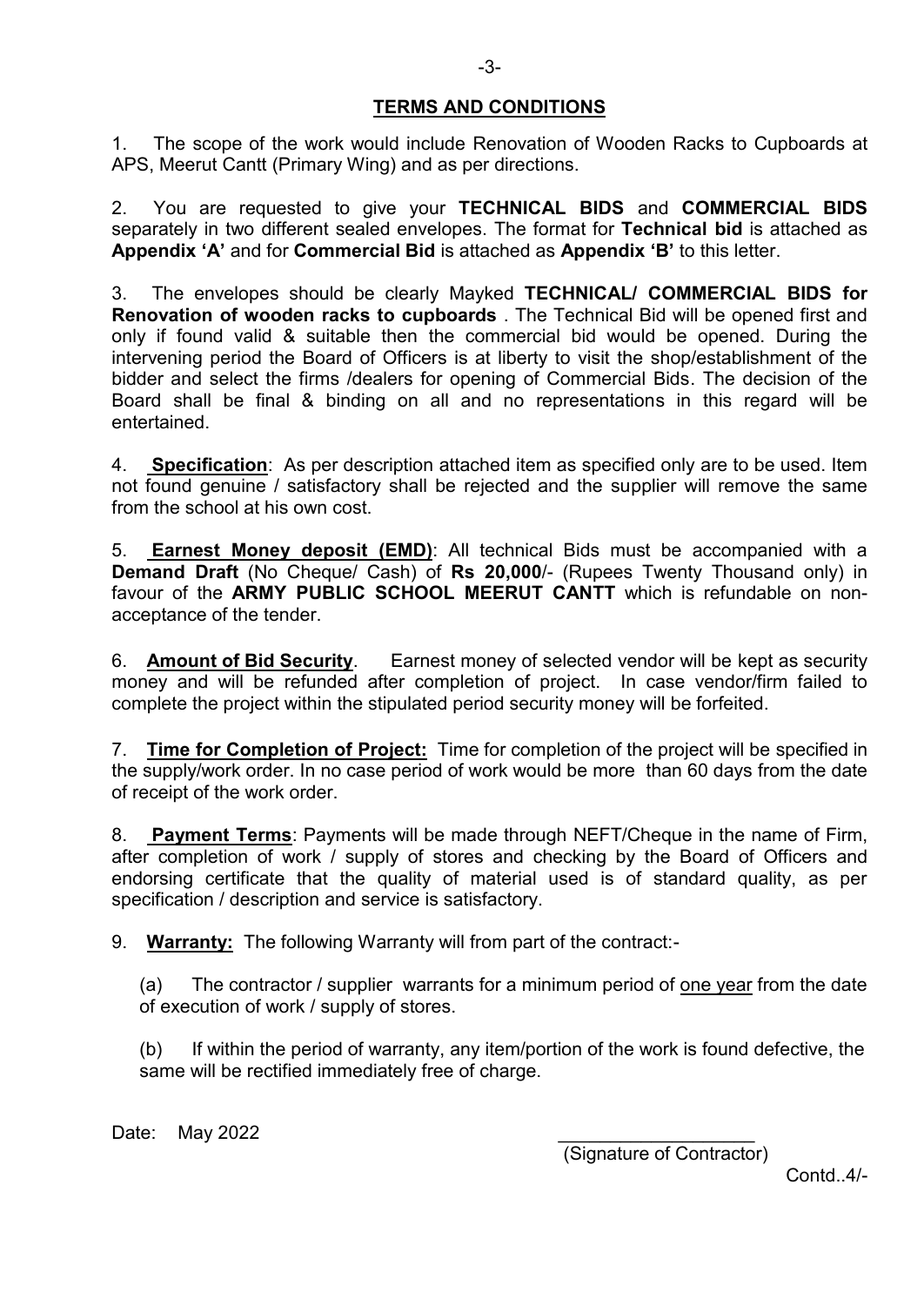## TERMS AND CONDITIONS

1. The scope of the work would include Renovation of Wooden Racks to Cupboards at APS, Meerut Cantt (Primary Wing) and as per directions.

2. You are requested to give your **TECHNICAL BIDS** and **COMMERCIAL BIDS** separately in two different sealed envelopes. The format for **Technical bid** is attached as **Appendix 'A'** and for **Commercial Bid** is attached as **Appendix 'B'** to this letter.

3. The envelopes should be clearly Mayked **TECHNICAL/ COMMERCIAL BIDS for Renovation of wooden racks to cupboards** . The Technical Bid will be opened first and only if found valid & suitable then the commercial bid would be opened. During the intervening period the Board of Officers is at liberty to visit the shop/establishment of the bidder and select the firms /dealers for opening of Commercial Bids. The decision of the Board shall be final & binding on all and no representations in this regard will be entertained.

4. **Specification**: As per description attached item as specified only are to be used. Item not found genuine / satisfactory shall be rejected and the supplier will remove the same from the school at his own cost.

5. **Earnest Money deposit (EMD)**: All technical Bids must be accompanied with a **Demand Draft** (No Cheque/ Cash) of **Rs 20,000**/- (Rupees Twenty Thousand only) in favour of the **ARMY PUBLIC SCHOOL MEERUT CANTT** which is refundable on non-acceptance of the tender.

6. **Amount of Bid Security**. Earnest money of selected vendor will be kept as security money and will be refunded after completion of project. In case vendor/firm failed to complete the project within the stipulated period security money will be forfeited.

7. **Time for Completion of Project:** Time for completion of the project will be specified in the supply/work order. In no case period of work would be more than 60 days from the date of receipt of the work order.

8. **Payment Terms**: Payments will be made through NEFT/Cheque in the name of Firm, after completion of work / supply of stores and checking by the Board of Officers and endorsing certificate that the quality of material used is of standard quality, as per specification / description and service is satisfactory.

9. **Warranty:** The following Warranty will from part of the contract:-

   (a) The contractor / supplier warrants for a minimum period of one year from the date of execution of work / supply of stores.

   (b) If within the period of warranty, any item/portion of the work is found defective, the same will be rectified immediately free of charge.

Date: May 2022

___________________
(Signature of Contractor)

Contd..4/-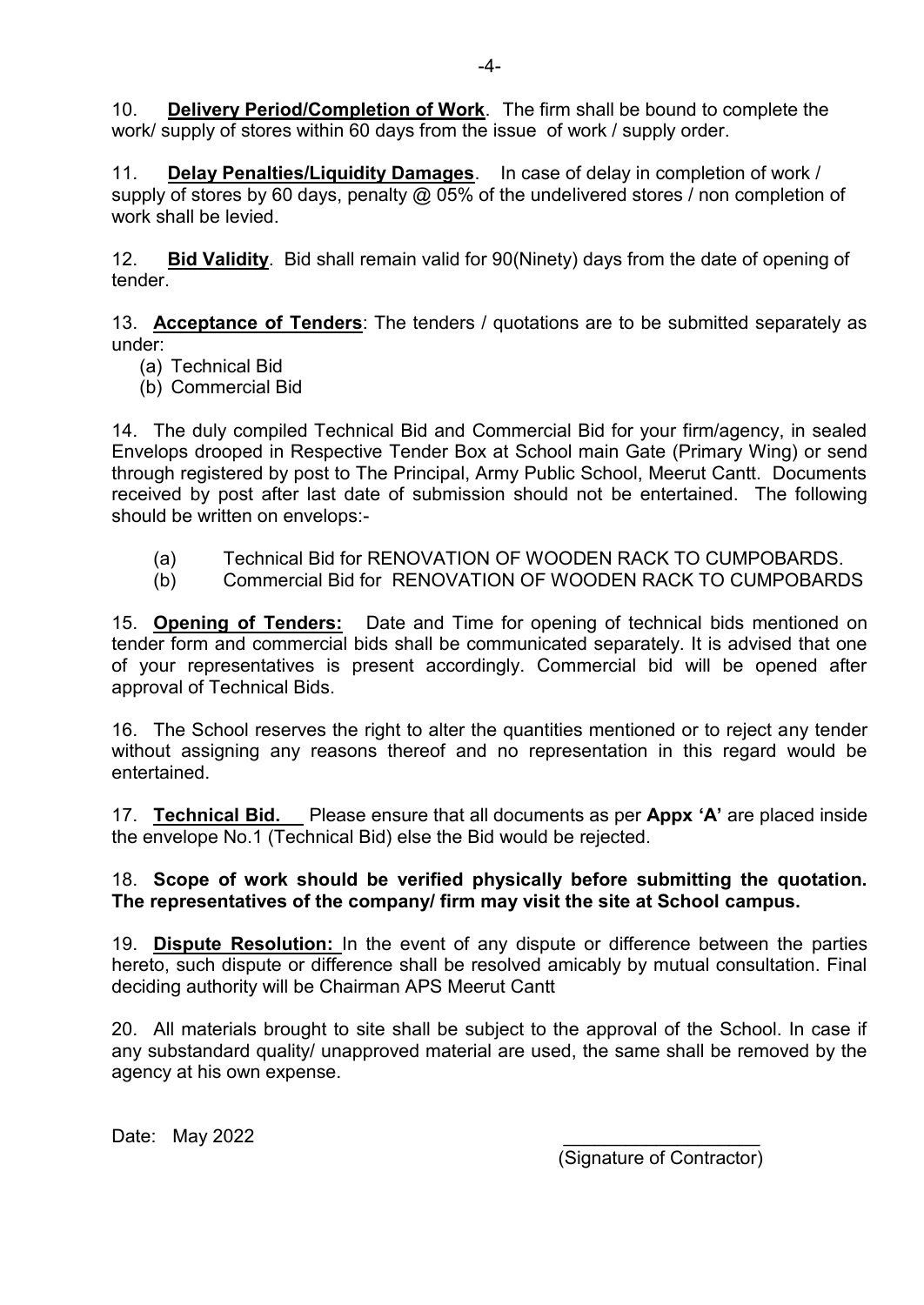10. **Delivery Period/Completion of Work**. The firm shall be bound to complete the work/ supply of stores within 60 days from the issue of work / supply order.

11. **Delay Penalties/Liquidity Damages**. In case of delay in completion of work / supply of stores by 60 days, penalty @ 05% of the undelivered stores / non completion of work shall be levied.

12. **Bid Validity**. Bid shall remain valid for 90(Ninety) days from the date of opening of tender.

13. **Acceptance of Tenders**: The tenders / quotations are to be submitted separately as under:

(a) Technical Bid
(b) Commercial Bid

14. The duly compiled Technical Bid and Commercial Bid for your firm/agency, in sealed Envelops drooped in Respective Tender Box at School main Gate (Primary Wing) or send through registered by post to The Principal, Army Public School, Meerut Cantt. Documents received by post after last date of submission should not be entertained. The following should be written on envelops:-

(a) Technical Bid for RENOVATION OF WOODEN RACK TO CUMPOBARDS.
(b) Commercial Bid for RENOVATION OF WOODEN RACK TO CUMPOBARDS

15. **Opening of Tenders:** Date and Time for opening of technical bids mentioned on tender form and commercial bids shall be communicated separately. It is advised that one of your representatives is present accordingly. Commercial bid will be opened after approval of Technical Bids.

16. The School reserves the right to alter the quantities mentioned or to reject any tender without assigning any reasons thereof and no representation in this regard would be entertained.

17. **Technical Bid.** Please ensure that all documents as per **Appx 'A'** are placed inside the envelope No.1 (Technical Bid) else the Bid would be rejected.

18. **Scope of work should be verified physically before submitting the quotation. The representatives of the company/ firm may visit the site at School campus.**

19. **Dispute Resolution:** In the event of any dispute or difference between the parties hereto, such dispute or difference shall be resolved amicably by mutual consultation. Final deciding authority will be Chairman APS Meerut Cantt

20. All materials brought to site shall be subject to the approval of the School. In case if any substandard quality/ unapproved material are used, the same shall be removed by the agency at his own expense.

Date: May 2022

___________________
(Signature of Contractor)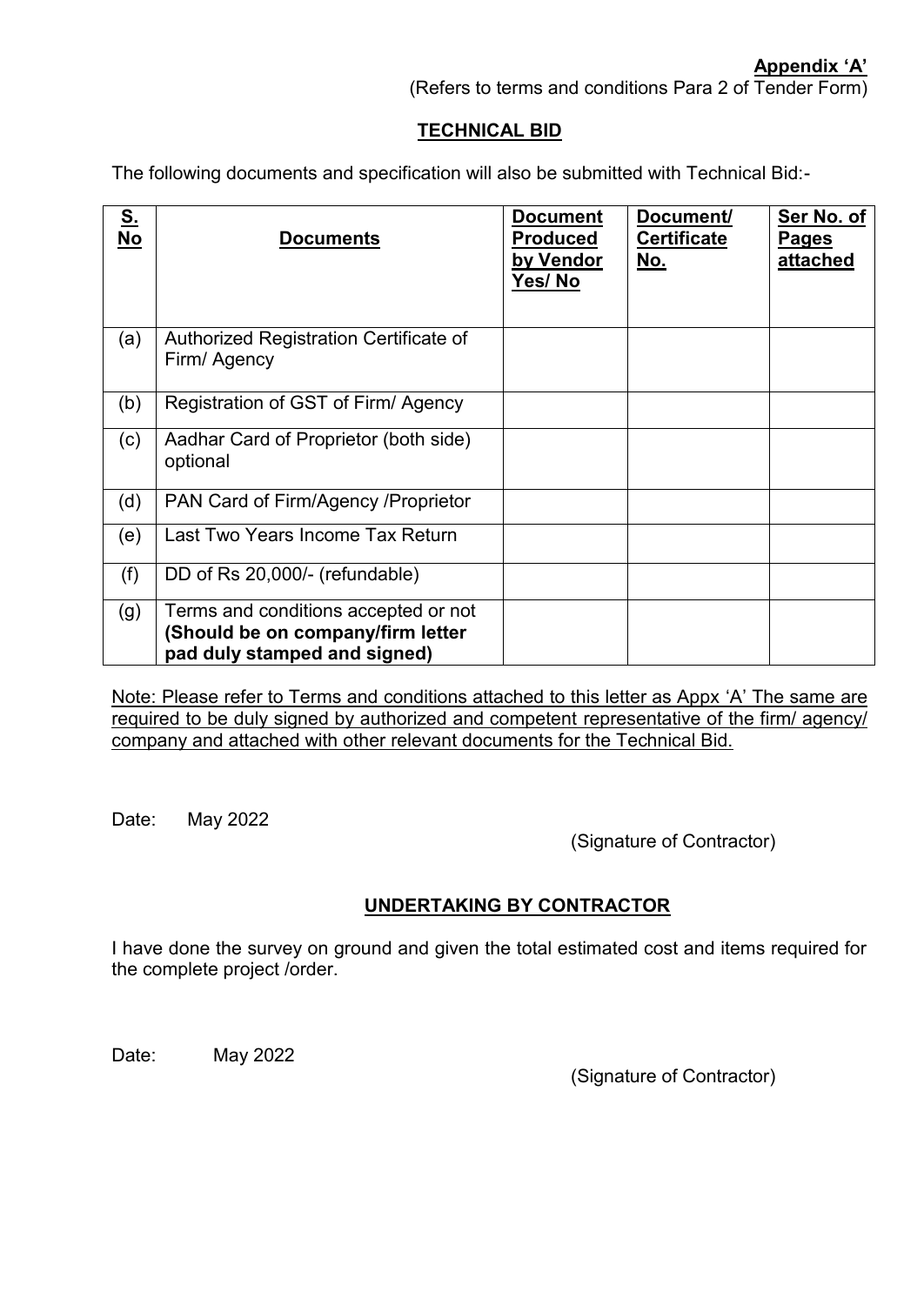**Appendix 'A'**

(Refers to terms and conditions Para 2 of Tender Form)

## TECHNICAL BID

The following documents and specification will also be submitted with Technical Bid:-

| S. No | Documents | Document Produced by Vendor Yes/ No | Document/ Certificate No. | Ser No. of Pages attached |
|---|---|---|---|---|
| (a) | Authorized Registration Certificate of Firm/ Agency | | | |
| (b) | Registration of GST of Firm/ Agency | | | |
| (c) | Aadhar Card of Proprietor (both side) optional | | | |
| (d) | PAN Card of Firm/Agency /Proprietor | | | |
| (e) | Last Two Years Income Tax Return | | | |
| (f) | DD of Rs 20,000/- (refundable) | | | |
| (g) | Terms and conditions accepted or not **(Should be on company/firm letter pad duly stamped and signed)** | | | |

Note: Please refer to Terms and conditions attached to this letter as Appx 'A' The same are required to be duly signed by authorized and competent representative of the firm/ agency/ company and attached with other relevant documents for the Technical Bid.

Date: May 2022

(Signature of Contractor)

## UNDERTAKING BY CONTRACTOR

I have done the survey on ground and given the total estimated cost and items required for the complete project /order.

Date: May 2022

(Signature of Contractor)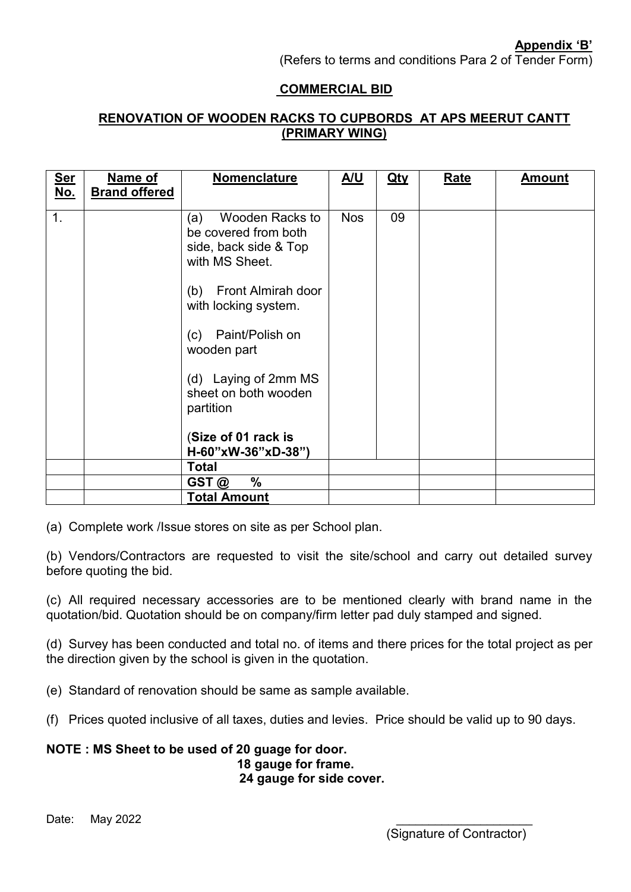**Appendix 'B'**

(Refers to terms and conditions Para 2 of Tender Form)

## COMMERCIAL BID

## RENOVATION OF WOODEN RACKS TO CUPBORDS AT APS MEERUT CANTT (PRIMARY WING)

| Ser No. | Name of Brand offered | Nomenclature | A/U | Qty | Rate | Amount |
|---|---|---|---|---|---|---|
| 1. | | (a) Wooden Racks to be covered from both side, back side & Top with MS Sheet.<br><br>(b) Front Almirah door with locking system.<br><br>(c) Paint/Polish on wooden part<br><br>(d) Laying of 2mm MS sheet on both wooden partition<br><br>(**Size of 01 rack is H-60"xW-36"xD-38"**) | Nos | 09 | | |
| | | **Total** | | | | |
| | | **GST @ %** | | | | |
| | | **Total Amount** | | | | |

(a) Complete work /Issue stores on site as per School plan.

(b) Vendors/Contractors are requested to visit the site/school and carry out detailed survey before quoting the bid.

(c) All required necessary accessories are to be mentioned clearly with brand name in the quotation/bid. Quotation should be on company/firm letter pad duly stamped and signed.

(d) Survey has been conducted and total no. of items and there prices for the total project as per the direction given by the school is given in the quotation.

(e) Standard of renovation should be same as sample available.

(f) Prices quoted inclusive of all taxes, duties and levies. Price should be valid up to 90 days.

**NOTE : MS Sheet to be used of 20 guage for door.**
**18 gauge for frame.**
**24 gauge for side cover.**

Date: May 2022

(Signature of Contractor)